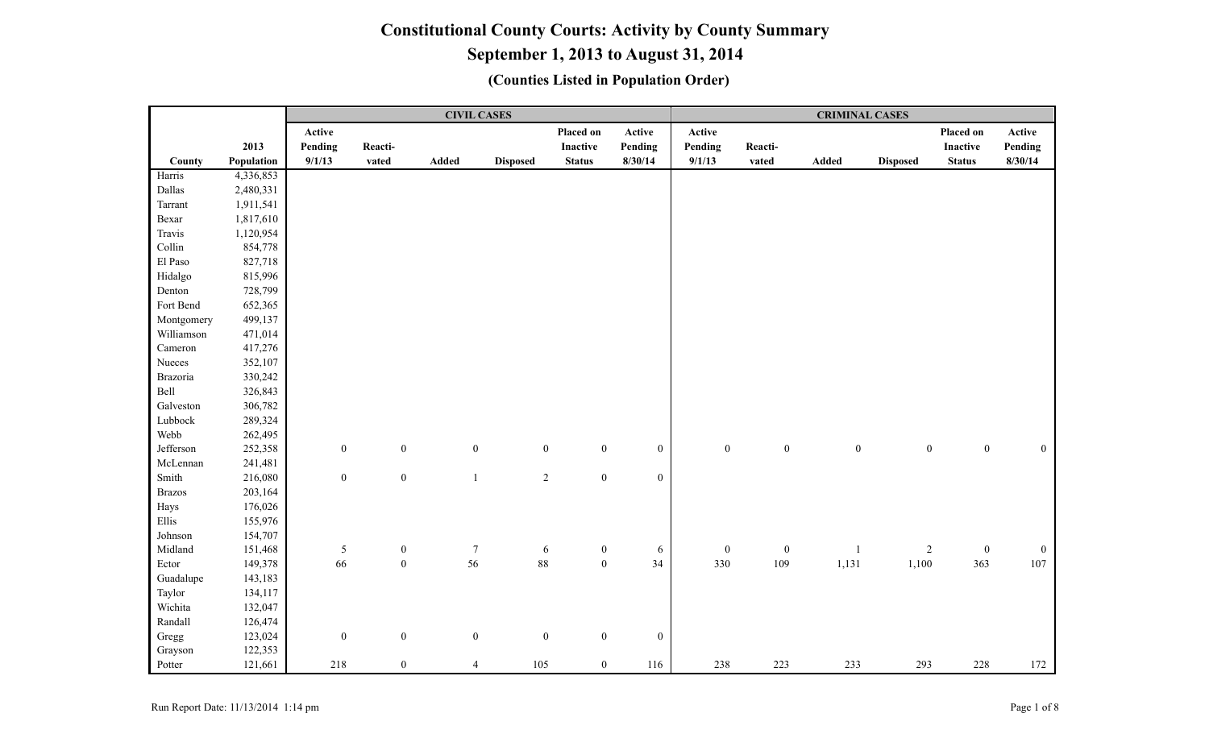# Constitutional County Courts: Activity by County Summary

## September 1, 2013 to August 31, 2014

### (Counties Listed in Population Order)

| | | CIVIL CASES | | | | | | CRIMINAL CASES | | | | | |
|---|---|---|---|---|---|---|---|---|---|---|---|---|---|
| County | 2013 Population | Active Pending 9/1/13 | Reacti-vated | Added | Disposed | Placed on Inactive Status | Active Pending 8/30/14 | Active Pending 9/1/13 | Reacti-vated | Added | Disposed | Placed on Inactive Status | Active Pending 8/30/14 |
| Harris | 4,336,853 | | | | | | | | | | | | |
| Dallas | 2,480,331 | | | | | | | | | | | | |
| Tarrant | 1,911,541 | | | | | | | | | | | | |
| Bexar | 1,817,610 | | | | | | | | | | | | |
| Travis | 1,120,954 | | | | | | | | | | | | |
| Collin | 854,778 | | | | | | | | | | | | |
| El Paso | 827,718 | | | | | | | | | | | | |
| Hidalgo | 815,996 | | | | | | | | | | | | |
| Denton | 728,799 | | | | | | | | | | | | |
| Fort Bend | 652,365 | | | | | | | | | | | | |
| Montgomery | 499,137 | | | | | | | | | | | | |
| Williamson | 471,014 | | | | | | | | | | | | |
| Cameron | 417,276 | | | | | | | | | | | | |
| Nueces | 352,107 | | | | | | | | | | | | |
| Brazoria | 330,242 | | | | | | | | | | | | |
| Bell | 326,843 | | | | | | | | | | | | |
| Galveston | 306,782 | | | | | | | | | | | | |
| Lubbock | 289,324 | | | | | | | | | | | | |
| Webb | 262,495 | | | | | | | | | | | | |
| Jefferson | 252,358 | 0 | 0 | 0 | 0 | 0 | 0 | 0 | 0 | 0 | 0 | 0 | 0 |
| McLennan | 241,481 | | | | | | | | | | | | |
| Smith | 216,080 | 0 | 0 | 1 | 2 | 0 | 0 | | | | | | |
| Brazos | 203,164 | | | | | | | | | | | | |
| Hays | 176,026 | | | | | | | | | | | | |
| Ellis | 155,976 | | | | | | | | | | | | |
| Johnson | 154,707 | | | | | | | | | | | | |
| Midland | 151,468 | 5 | 0 | 7 | 6 | 0 | 6 | 0 | 0 | 1 | 2 | 0 | 0 |
| Ector | 149,378 | 66 | 0 | 56 | 88 | 0 | 34 | 330 | 109 | 1,131 | 1,100 | 363 | 107 |
| Guadalupe | 143,183 | | | | | | | | | | | | |
| Taylor | 134,117 | | | | | | | | | | | | |
| Wichita | 132,047 | | | | | | | | | | | | |
| Randall | 126,474 | | | | | | | | | | | | |
| Gregg | 123,024 | 0 | 0 | 0 | 0 | 0 | 0 | | | | | | |
| Grayson | 122,353 | | | | | | | | | | | | |
| Potter | 121,661 | 218 | 0 | 4 | 105 | 0 | 116 | 238 | 223 | 233 | 293 | 228 | 172 |

Run Report Date: 11/13/2014 1:14 pm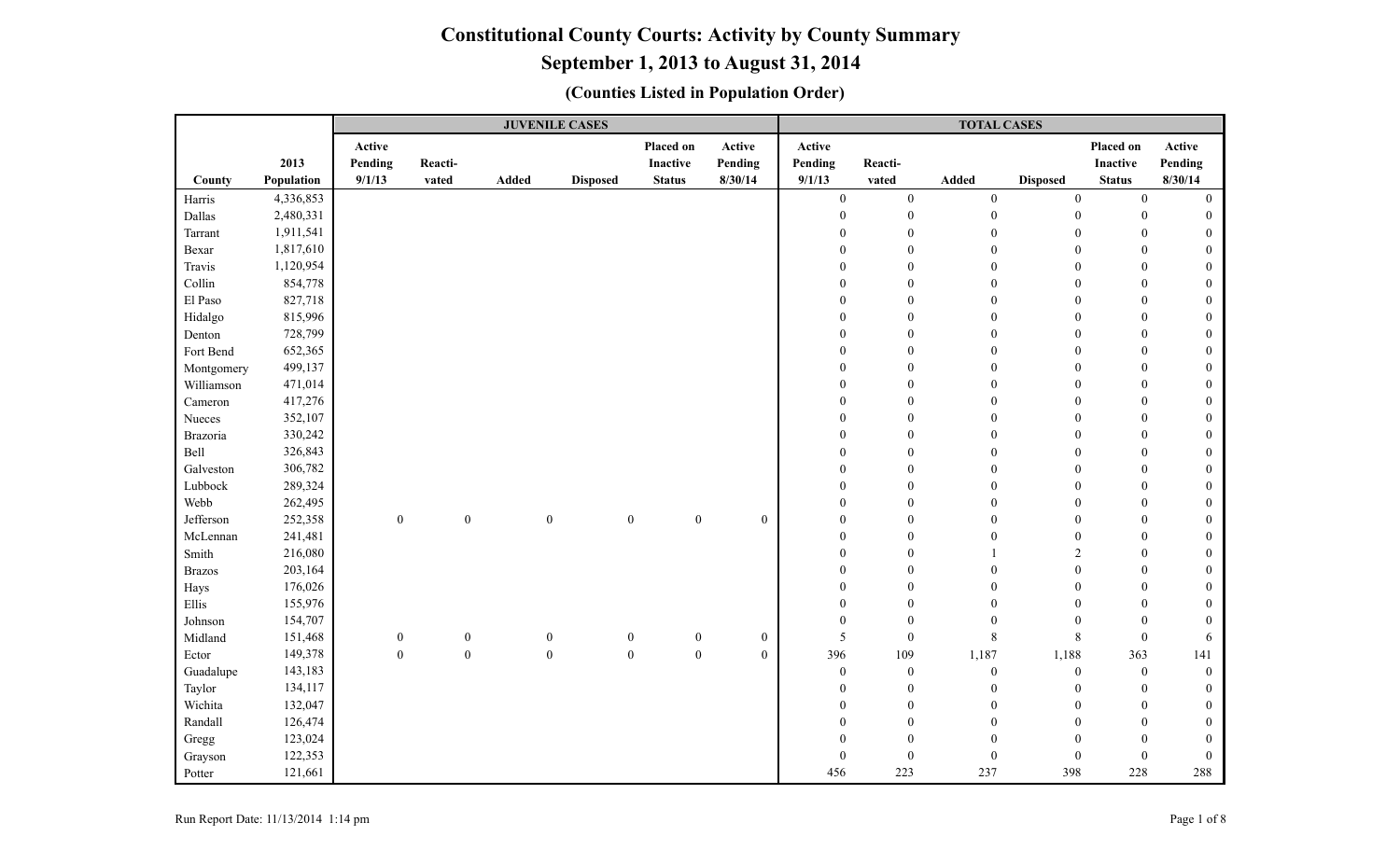# Constitutional County Courts: Activity by County Summary

## September 1, 2013 to August 31, 2014

### (Counties Listed in Population Order)

| County | 2013 Population | JUVENILE CASES | | | | | | TOTAL CASES | | | | | |
|---|---|---|---|---|---|---|---|---|---|---|---|---|---|
| | | Active Pending 9/1/13 | Reacti-vated | Added | Disposed | Placed on Inactive Status | Active Pending 8/30/14 | Active Pending 9/1/13 | Reacti-vated | Added | Disposed | Placed on Inactive Status | Active Pending 8/30/14 |
| Harris | 4,336,853 | | | | | | | 0 | 0 | 0 | 0 | 0 | 0 |
| Dallas | 2,480,331 | | | | | | | 0 | 0 | 0 | 0 | 0 | 0 |
| Tarrant | 1,911,541 | | | | | | | 0 | 0 | 0 | 0 | 0 | 0 |
| Bexar | 1,817,610 | | | | | | | 0 | 0 | 0 | 0 | 0 | 0 |
| Travis | 1,120,954 | | | | | | | 0 | 0 | 0 | 0 | 0 | 0 |
| Collin | 854,778 | | | | | | | 0 | 0 | 0 | 0 | 0 | 0 |
| El Paso | 827,718 | | | | | | | 0 | 0 | 0 | 0 | 0 | 0 |
| Hidalgo | 815,996 | | | | | | | 0 | 0 | 0 | 0 | 0 | 0 |
| Denton | 728,799 | | | | | | | 0 | 0 | 0 | 0 | 0 | 0 |
| Fort Bend | 652,365 | | | | | | | 0 | 0 | 0 | 0 | 0 | 0 |
| Montgomery | 499,137 | | | | | | | 0 | 0 | 0 | 0 | 0 | 0 |
| Williamson | 471,014 | | | | | | | 0 | 0 | 0 | 0 | 0 | 0 |
| Cameron | 417,276 | | | | | | | 0 | 0 | 0 | 0 | 0 | 0 |
| Nueces | 352,107 | | | | | | | 0 | 0 | 0 | 0 | 0 | 0 |
| Brazoria | 330,242 | | | | | | | 0 | 0 | 0 | 0 | 0 | 0 |
| Bell | 326,843 | | | | | | | 0 | 0 | 0 | 0 | 0 | 0 |
| Galveston | 306,782 | | | | | | | 0 | 0 | 0 | 0 | 0 | 0 |
| Lubbock | 289,324 | | | | | | | 0 | 0 | 0 | 0 | 0 | 0 |
| Webb | 262,495 | | | | | | | 0 | 0 | 0 | 0 | 0 | 0 |
| Jefferson | 252,358 | 0 | 0 | 0 | 0 | 0 | 0 | 0 | 0 | 0 | 0 | 0 | 0 |
| McLennan | 241,481 | | | | | | | 0 | 0 | 0 | 0 | 0 | 0 |
| Smith | 216,080 | | | | | | | 0 | 0 | 1 | 2 | 0 | 0 |
| Brazos | 203,164 | | | | | | | 0 | 0 | 0 | 0 | 0 | 0 |
| Hays | 176,026 | | | | | | | 0 | 0 | 0 | 0 | 0 | 0 |
| Ellis | 155,976 | | | | | | | 0 | 0 | 0 | 0 | 0 | 0 |
| Johnson | 154,707 | | | | | | | 0 | 0 | 0 | 0 | 0 | 0 |
| Midland | 151,468 | 0 | 0 | 0 | 0 | 0 | 0 | 5 | 0 | 8 | 8 | 0 | 6 |
| Ector | 149,378 | 0 | 0 | 0 | 0 | 0 | 0 | 396 | 109 | 1,187 | 1,188 | 363 | 141 |
| Guadalupe | 143,183 | | | | | | | 0 | 0 | 0 | 0 | 0 | 0 |
| Taylor | 134,117 | | | | | | | 0 | 0 | 0 | 0 | 0 | 0 |
| Wichita | 132,047 | | | | | | | 0 | 0 | 0 | 0 | 0 | 0 |
| Randall | 126,474 | | | | | | | 0 | 0 | 0 | 0 | 0 | 0 |
| Gregg | 123,024 | | | | | | | 0 | 0 | 0 | 0 | 0 | 0 |
| Grayson | 122,353 | | | | | | | 0 | 0 | 0 | 0 | 0 | 0 |
| Potter | 121,661 | | | | | | | 456 | 223 | 237 | 398 | 228 | 288 |

Run Report Date: 11/13/2014 1:14 pm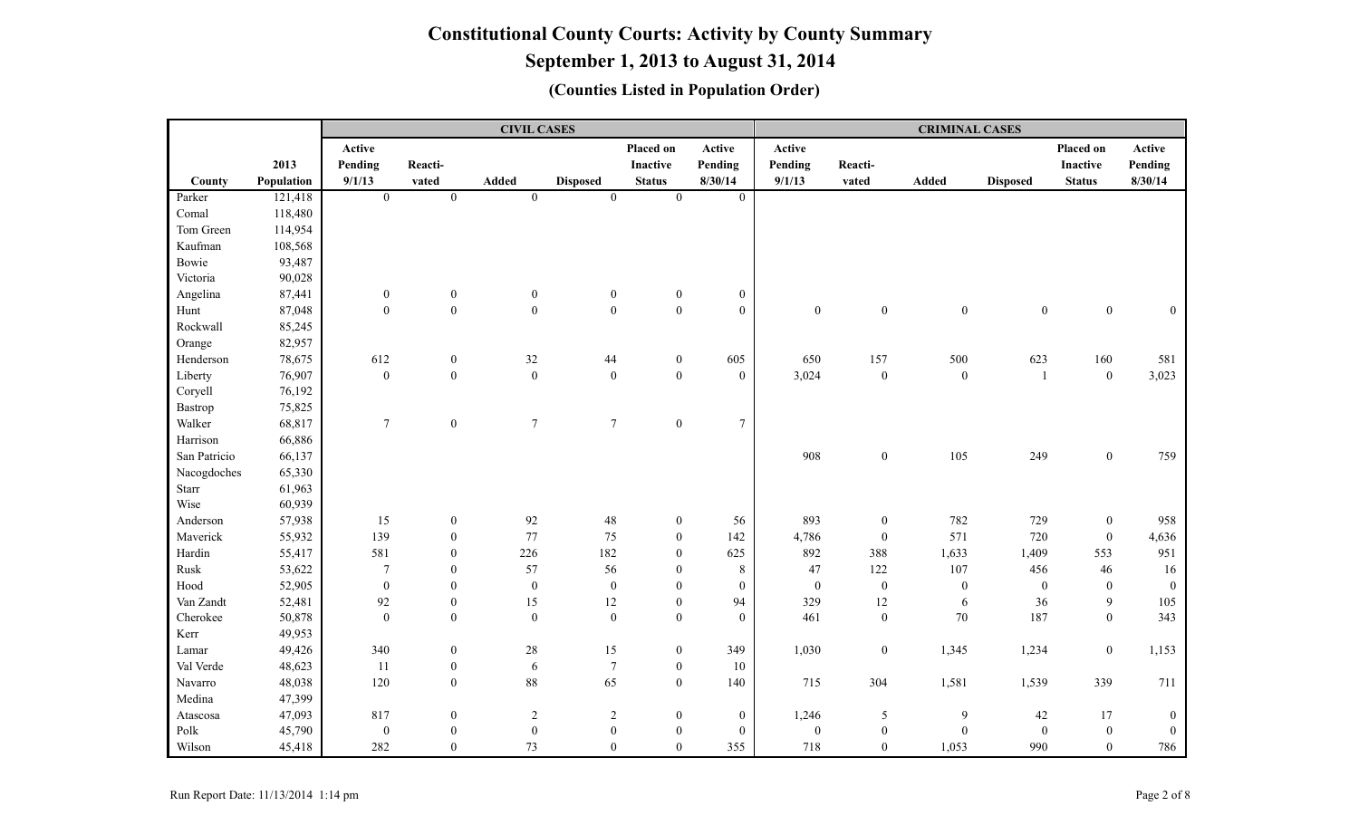# Constitutional County Courts: Activity by County Summary

## September 1, 2013 to August 31, 2014

### (Counties Listed in Population Order)

| | | CIVIL CASES | | | | | | CRIMINAL CASES | | | | | |
|---|---|---|---|---|---|---|---|---|---|---|---|---|---|
| County | 2013 Population | Active Pending 9/1/13 | Reacti-vated | Added | Disposed | Placed on Inactive Status | Active Pending 8/30/14 | Active Pending 9/1/13 | Reacti-vated | Added | Disposed | Placed on Inactive Status | Active Pending 8/30/14 |
| Parker | 121,418 | 0 | 0 | 0 | 0 | 0 | 0 | | | | | | |
| Comal | 118,480 | | | | | | | | | | | | |
| Tom Green | 114,954 | | | | | | | | | | | | |
| Kaufman | 108,568 | | | | | | | | | | | | |
| Bowie | 93,487 | | | | | | | | | | | | |
| Victoria | 90,028 | | | | | | | | | | | | |
| Angelina | 87,441 | 0 | 0 | 0 | 0 | 0 | 0 | | | | | | |
| Hunt | 87,048 | 0 | 0 | 0 | 0 | 0 | 0 | 0 | 0 | 0 | 0 | 0 | 0 |
| Rockwall | 85,245 | | | | | | | | | | | | |
| Orange | 82,957 | | | | | | | | | | | | |
| Henderson | 78,675 | 612 | 0 | 32 | 44 | 0 | 605 | 650 | 157 | 500 | 623 | 160 | 581 |
| Liberty | 76,907 | 0 | 0 | 0 | 0 | 0 | 0 | 3,024 | 0 | 0 | 1 | 0 | 3,023 |
| Coryell | 76,192 | | | | | | | | | | | | |
| Bastrop | 75,825 | | | | | | | | | | | | |
| Walker | 68,817 | 7 | 0 | 7 | 7 | 0 | 7 | | | | | | |
| Harrison | 66,886 | | | | | | | | | | | | |
| San Patricio | 66,137 | | | | | | | 908 | 0 | 105 | 249 | 0 | 759 |
| Nacogdoches | 65,330 | | | | | | | | | | | | |
| Starr | 61,963 | | | | | | | | | | | | |
| Wise | 60,939 | | | | | | | | | | | | |
| Anderson | 57,938 | 15 | 0 | 92 | 48 | 0 | 56 | 893 | 0 | 782 | 729 | 0 | 958 |
| Maverick | 55,932 | 139 | 0 | 77 | 75 | 0 | 142 | 4,786 | 0 | 571 | 720 | 0 | 4,636 |
| Hardin | 55,417 | 581 | 0 | 226 | 182 | 0 | 625 | 892 | 388 | 1,633 | 1,409 | 553 | 951 |
| Rusk | 53,622 | 7 | 0 | 57 | 56 | 0 | 8 | 47 | 122 | 107 | 456 | 46 | 16 |
| Hood | 52,905 | 0 | 0 | 0 | 0 | 0 | 0 | 0 | 0 | 0 | 0 | 0 | 0 |
| Van Zandt | 52,481 | 92 | 0 | 15 | 12 | 0 | 94 | 329 | 12 | 6 | 36 | 9 | 105 |
| Cherokee | 50,878 | 0 | 0 | 0 | 0 | 0 | 0 | 461 | 0 | 70 | 187 | 0 | 343 |
| Kerr | 49,953 | | | | | | | | | | | | |
| Lamar | 49,426 | 340 | 0 | 28 | 15 | 0 | 349 | 1,030 | 0 | 1,345 | 1,234 | 0 | 1,153 |
| Val Verde | 48,623 | 11 | 0 | 6 | 7 | 0 | 10 | | | | | | |
| Navarro | 48,038 | 120 | 0 | 88 | 65 | 0 | 140 | 715 | 304 | 1,581 | 1,539 | 339 | 711 |
| Medina | 47,399 | | | | | | | | | | | | |
| Atascosa | 47,093 | 817 | 0 | 2 | 2 | 0 | 0 | 1,246 | 5 | 9 | 42 | 17 | 0 |
| Polk | 45,790 | 0 | 0 | 0 | 0 | 0 | 0 | 0 | 0 | 0 | 0 | 0 | 0 |
| Wilson | 45,418 | 282 | 0 | 73 | 0 | 0 | 355 | 718 | 0 | 1,053 | 990 | 0 | 786 |

Run Report Date: 11/13/2014 1:14 pm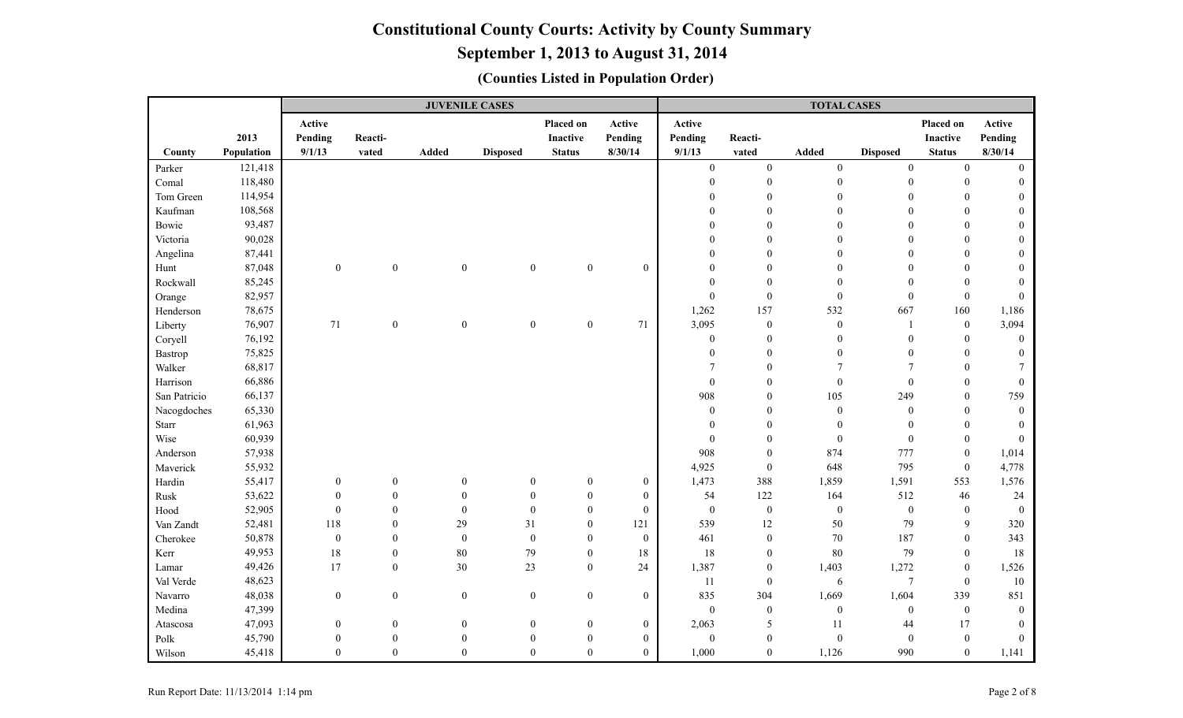# Constitutional County Courts: Activity by County Summary

## September 1, 2013 to August 31, 2014

### (Counties Listed in Population Order)

| | | JUVENILE CASES | | | | | | TOTAL CASES | | | | | |
|---|---|---|---|---|---|---|---|---|---|---|---|---|---|
| County | 2013 Population | Active Pending 9/1/13 | Reacti-vated | Added | Disposed | Placed on Inactive Status | Active Pending 8/30/14 | Active Pending 9/1/13 | Reacti-vated | Added | Disposed | Placed on Inactive Status | Active Pending 8/30/14 |
| Parker | 121,418 | | | | | | | 0 | 0 | 0 | 0 | 0 | 0 |
| Comal | 118,480 | | | | | | | 0 | 0 | 0 | 0 | 0 | 0 |
| Tom Green | 114,954 | | | | | | | 0 | 0 | 0 | 0 | 0 | 0 |
| Kaufman | 108,568 | | | | | | | 0 | 0 | 0 | 0 | 0 | 0 |
| Bowie | 93,487 | | | | | | | 0 | 0 | 0 | 0 | 0 | 0 |
| Victoria | 90,028 | | | | | | | 0 | 0 | 0 | 0 | 0 | 0 |
| Angelina | 87,441 | | | | | | | 0 | 0 | 0 | 0 | 0 | 0 |
| Hunt | 87,048 | 0 | 0 | 0 | 0 | 0 | 0 | 0 | 0 | 0 | 0 | 0 | 0 |
| Rockwall | 85,245 | | | | | | | 0 | 0 | 0 | 0 | 0 | 0 |
| Orange | 82,957 | | | | | | | 0 | 0 | 0 | 0 | 0 | 0 |
| Henderson | 78,675 | | | | | | | 1,262 | 157 | 532 | 667 | 160 | 1,186 |
| Liberty | 76,907 | 71 | 0 | 0 | 0 | 0 | 71 | 3,095 | 0 | 0 | 1 | 0 | 3,094 |
| Coryell | 76,192 | | | | | | | 0 | 0 | 0 | 0 | 0 | 0 |
| Bastrop | 75,825 | | | | | | | 0 | 0 | 0 | 0 | 0 | 0 |
| Walker | 68,817 | | | | | | | 7 | 0 | 7 | 7 | 0 | 7 |
| Harrison | 66,886 | | | | | | | 0 | 0 | 0 | 0 | 0 | 0 |
| San Patricio | 66,137 | | | | | | | 908 | 0 | 105 | 249 | 0 | 759 |
| Nacogdoches | 65,330 | | | | | | | 0 | 0 | 0 | 0 | 0 | 0 |
| Starr | 61,963 | | | | | | | 0 | 0 | 0 | 0 | 0 | 0 |
| Wise | 60,939 | | | | | | | 0 | 0 | 0 | 0 | 0 | 0 |
| Anderson | 57,938 | | | | | | | 908 | 0 | 874 | 777 | 0 | 1,014 |
| Maverick | 55,932 | | | | | | | 4,925 | 0 | 648 | 795 | 0 | 4,778 |
| Hardin | 55,417 | 0 | 0 | 0 | 0 | 0 | 0 | 1,473 | 388 | 1,859 | 1,591 | 553 | 1,576 |
| Rusk | 53,622 | 0 | 0 | 0 | 0 | 0 | 0 | 54 | 122 | 164 | 512 | 46 | 24 |
| Hood | 52,905 | 0 | 0 | 0 | 0 | 0 | 0 | 0 | 0 | 0 | 0 | 0 | 0 |
| Van Zandt | 52,481 | 118 | 0 | 29 | 31 | 0 | 121 | 539 | 12 | 50 | 79 | 9 | 320 |
| Cherokee | 50,878 | 0 | 0 | 0 | 0 | 0 | 0 | 461 | 0 | 70 | 187 | 0 | 343 |
| Kerr | 49,953 | 18 | 0 | 80 | 79 | 0 | 18 | 18 | 0 | 80 | 79 | 0 | 18 |
| Lamar | 49,426 | 17 | 0 | 30 | 23 | 0 | 24 | 1,387 | 0 | 1,403 | 1,272 | 0 | 1,526 |
| Val Verde | 48,623 | | | | | | | 11 | 0 | 6 | 7 | 0 | 10 |
| Navarro | 48,038 | 0 | 0 | 0 | 0 | 0 | 0 | 835 | 304 | 1,669 | 1,604 | 339 | 851 |
| Medina | 47,399 | | | | | | | 0 | 0 | 0 | 0 | 0 | 0 |
| Atascosa | 47,093 | 0 | 0 | 0 | 0 | 0 | 0 | 2,063 | 5 | 11 | 44 | 17 | 0 |
| Polk | 45,790 | 0 | 0 | 0 | 0 | 0 | 0 | 0 | 0 | 0 | 0 | 0 | 0 |
| Wilson | 45,418 | 0 | 0 | 0 | 0 | 0 | 0 | 1,000 | 0 | 1,126 | 990 | 0 | 1,141 |

Run Report Date: 11/13/2014 1:14 pm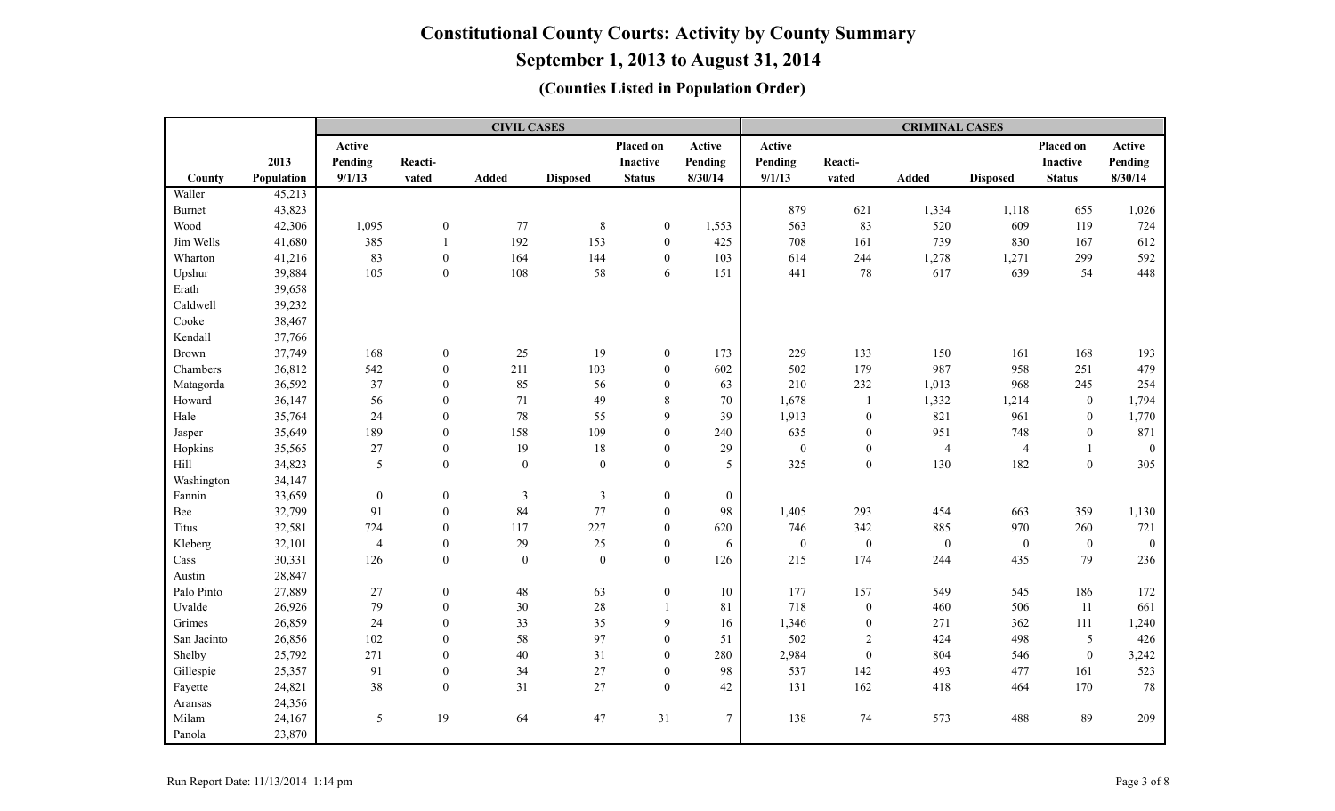# Constitutional County Courts: Activity by County Summary

## September 1, 2013 to August 31, 2014

### (Counties Listed in Population Order)

| | | CIVIL CASES | | | | | | CRIMINAL CASES | | | | | |
|---|---|---|---|---|---|---|---|---|---|---|---|---|---|
| County | 2013 Population | Active Pending 9/1/13 | Reacti-vated | Added | Disposed | Placed on Inactive Status | Active Pending 8/30/14 | Active Pending 9/1/13 | Reacti-vated | Added | Disposed | Placed on Inactive Status | Active Pending 8/30/14 |
| Waller | 45,213 | | | | | | | | | | | | |
| Burnet | 43,823 | | | | | | | 879 | 621 | 1,334 | 1,118 | 655 | 1,026 |
| Wood | 42,306 | 1,095 | 0 | 77 | 8 | 0 | 1,553 | 563 | 83 | 520 | 609 | 119 | 724 |
| Jim Wells | 41,680 | 385 | 1 | 192 | 153 | 0 | 425 | 708 | 161 | 739 | 830 | 167 | 612 |
| Wharton | 41,216 | 83 | 0 | 164 | 144 | 0 | 103 | 614 | 244 | 1,278 | 1,271 | 299 | 592 |
| Upshur | 39,884 | 105 | 0 | 108 | 58 | 6 | 151 | 441 | 78 | 617 | 639 | 54 | 448 |
| Erath | 39,658 | | | | | | | | | | | | |
| Caldwell | 39,232 | | | | | | | | | | | | |
| Cooke | 38,467 | | | | | | | | | | | | |
| Kendall | 37,766 | | | | | | | | | | | | |
| Brown | 37,749 | 168 | 0 | 25 | 19 | 0 | 173 | 229 | 133 | 150 | 161 | 168 | 193 |
| Chambers | 36,812 | 542 | 0 | 211 | 103 | 0 | 602 | 502 | 179 | 987 | 958 | 251 | 479 |
| Matagorda | 36,592 | 37 | 0 | 85 | 56 | 0 | 63 | 210 | 232 | 1,013 | 968 | 245 | 254 |
| Howard | 36,147 | 56 | 0 | 71 | 49 | 8 | 70 | 1,678 | 1 | 1,332 | 1,214 | 0 | 1,794 |
| Hale | 35,764 | 24 | 0 | 78 | 55 | 9 | 39 | 1,913 | 0 | 821 | 961 | 0 | 1,770 |
| Jasper | 35,649 | 189 | 0 | 158 | 109 | 0 | 240 | 635 | 0 | 951 | 748 | 0 | 871 |
| Hopkins | 35,565 | 27 | 0 | 19 | 18 | 0 | 29 | 0 | 0 | 4 | 4 | 1 | 0 |
| Hill | 34,823 | 5 | 0 | 0 | 0 | 0 | 5 | 325 | 0 | 130 | 182 | 0 | 305 |
| Washington | 34,147 | | | | | | | | | | | | |
| Fannin | 33,659 | 0 | 0 | 3 | 3 | 0 | 0 | | | | | | |
| Bee | 32,799 | 91 | 0 | 84 | 77 | 0 | 98 | 1,405 | 293 | 454 | 663 | 359 | 1,130 |
| Titus | 32,581 | 724 | 0 | 117 | 227 | 0 | 620 | 746 | 342 | 885 | 970 | 260 | 721 |
| Kleberg | 32,101 | 4 | 0 | 29 | 25 | 0 | 6 | 0 | 0 | 0 | 0 | 0 | 0 |
| Cass | 30,331 | 126 | 0 | 0 | 0 | 0 | 126 | 215 | 174 | 244 | 435 | 79 | 236 |
| Austin | 28,847 | | | | | | | | | | | | |
| Palo Pinto | 27,889 | 27 | 0 | 48 | 63 | 0 | 10 | 177 | 157 | 549 | 545 | 186 | 172 |
| Uvalde | 26,926 | 79 | 0 | 30 | 28 | 1 | 81 | 718 | 0 | 460 | 506 | 11 | 661 |
| Grimes | 26,859 | 24 | 0 | 33 | 35 | 9 | 16 | 1,346 | 0 | 271 | 362 | 111 | 1,240 |
| San Jacinto | 26,856 | 102 | 0 | 58 | 97 | 0 | 51 | 502 | 2 | 424 | 498 | 5 | 426 |
| Shelby | 25,792 | 271 | 0 | 40 | 31 | 0 | 280 | 2,984 | 0 | 804 | 546 | 0 | 3,242 |
| Gillespie | 25,357 | 91 | 0 | 34 | 27 | 0 | 98 | 537 | 142 | 493 | 477 | 161 | 523 |
| Fayette | 24,821 | 38 | 0 | 31 | 27 | 0 | 42 | 131 | 162 | 418 | 464 | 170 | 78 |
| Aransas | 24,356 | | | | | | | | | | | | |
| Milam | 24,167 | 5 | 19 | 64 | 47 | 31 | 7 | 138 | 74 | 573 | 488 | 89 | 209 |
| Panola | 23,870 | | | | | | | | | | | | |

Run Report Date: 11/13/2014 1:14 pm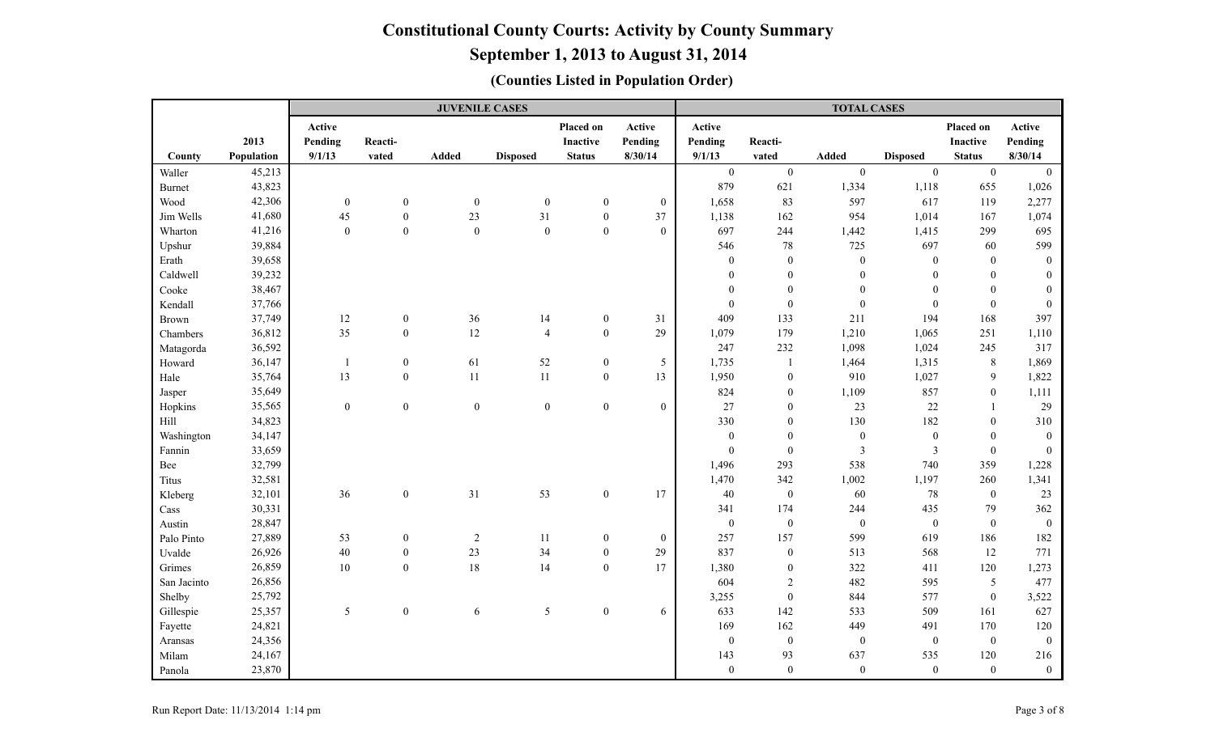# Constitutional County Courts: Activity by County Summary

## September 1, 2013 to August 31, 2014

### (Counties Listed in Population Order)

| | | JUVENILE CASES | | | | | | TOTAL CASES | | | | | |
|---|---|---|---|---|---|---|---|---|---|---|---|---|---|
| County | 2013 Population | Active Pending 9/1/13 | Reacti-vated | Added | Disposed | Placed on Inactive Status | Active Pending 8/30/14 | Active Pending 9/1/13 | Reacti-vated | Added | Disposed | Placed on Inactive Status | Active Pending 8/30/14 |
| Waller | 45,213 | | | | | | | 0 | 0 | 0 | 0 | 0 | 0 |
| Burnet | 43,823 | | | | | | | 879 | 621 | 1,334 | 1,118 | 655 | 1,026 |
| Wood | 42,306 | 0 | 0 | 0 | 0 | 0 | 0 | 1,658 | 83 | 597 | 617 | 119 | 2,277 |
| Jim Wells | 41,680 | 45 | 0 | 23 | 31 | 0 | 37 | 1,138 | 162 | 954 | 1,014 | 167 | 1,074 |
| Wharton | 41,216 | 0 | 0 | 0 | 0 | 0 | 0 | 697 | 244 | 1,442 | 1,415 | 299 | 695 |
| Upshur | 39,884 | | | | | | | 546 | 78 | 725 | 697 | 60 | 599 |
| Erath | 39,658 | | | | | | | 0 | 0 | 0 | 0 | 0 | 0 |
| Caldwell | 39,232 | | | | | | | 0 | 0 | 0 | 0 | 0 | 0 |
| Cooke | 38,467 | | | | | | | 0 | 0 | 0 | 0 | 0 | 0 |
| Kendall | 37,766 | | | | | | | 0 | 0 | 0 | 0 | 0 | 0 |
| Brown | 37,749 | 12 | 0 | 36 | 14 | 0 | 31 | 409 | 133 | 211 | 194 | 168 | 397 |
| Chambers | 36,812 | 35 | 0 | 12 | 4 | 0 | 29 | 1,079 | 179 | 1,210 | 1,065 | 251 | 1,110 |
| Matagorda | 36,592 | | | | | | | 247 | 232 | 1,098 | 1,024 | 245 | 317 |
| Howard | 36,147 | 1 | 0 | 61 | 52 | 0 | 5 | 1,735 | 1 | 1,464 | 1,315 | 8 | 1,869 |
| Hale | 35,764 | 13 | 0 | 11 | 11 | 0 | 13 | 1,950 | 0 | 910 | 1,027 | 9 | 1,822 |
| Jasper | 35,649 | | | | | | | 824 | 0 | 1,109 | 857 | 0 | 1,111 |
| Hopkins | 35,565 | 0 | 0 | 0 | 0 | 0 | 0 | 27 | 0 | 23 | 22 | 1 | 29 |
| Hill | 34,823 | | | | | | | 330 | 0 | 130 | 182 | 0 | 310 |
| Washington | 34,147 | | | | | | | 0 | 0 | 0 | 0 | 0 | 0 |
| Fannin | 33,659 | | | | | | | 0 | 0 | 3 | 3 | 0 | 0 |
| Bee | 32,799 | | | | | | | 1,496 | 293 | 538 | 740 | 359 | 1,228 |
| Titus | 32,581 | | | | | | | 1,470 | 342 | 1,002 | 1,197 | 260 | 1,341 |
| Kleberg | 32,101 | 36 | 0 | 31 | 53 | 0 | 17 | 40 | 0 | 60 | 78 | 0 | 23 |
| Cass | 30,331 | | | | | | | 341 | 174 | 244 | 435 | 79 | 362 |
| Austin | 28,847 | | | | | | | 0 | 0 | 0 | 0 | 0 | 0 |
| Palo Pinto | 27,889 | 53 | 0 | 2 | 11 | 0 | 0 | 257 | 157 | 599 | 619 | 186 | 182 |
| Uvalde | 26,926 | 40 | 0 | 23 | 34 | 0 | 29 | 837 | 0 | 513 | 568 | 12 | 771 |
| Grimes | 26,859 | 10 | 0 | 18 | 14 | 0 | 17 | 1,380 | 0 | 322 | 411 | 120 | 1,273 |
| San Jacinto | 26,856 | | | | | | | 604 | 2 | 482 | 595 | 5 | 477 |
| Shelby | 25,792 | | | | | | | 3,255 | 0 | 844 | 577 | 0 | 3,522 |
| Gillespie | 25,357 | 5 | 0 | 6 | 5 | 0 | 6 | 633 | 142 | 533 | 509 | 161 | 627 |
| Fayette | 24,821 | | | | | | | 169 | 162 | 449 | 491 | 170 | 120 |
| Aransas | 24,356 | | | | | | | 0 | 0 | 0 | 0 | 0 | 0 |
| Milam | 24,167 | | | | | | | 143 | 93 | 637 | 535 | 120 | 216 |
| Panola | 23,870 | | | | | | | 0 | 0 | 0 | 0 | 0 | 0 |

Run Report Date: 11/13/2014 1:14 pm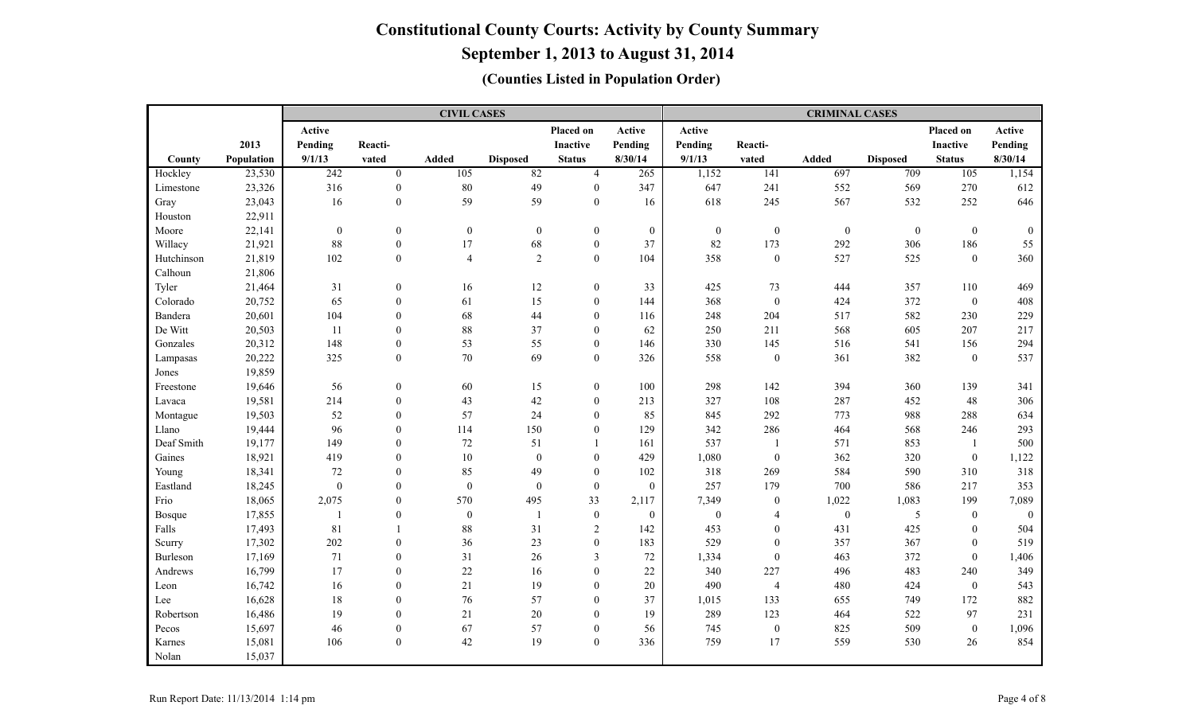# Constitutional County Courts: Activity by County Summary

## September 1, 2013 to August 31, 2014

### (Counties Listed in Population Order)

| | | CIVIL CASES | | | | | | CRIMINAL CASES | | | | | |
|---|---|---|---|---|---|---|---|---|---|---|---|---|---|
| County | 2013 Population | Active Pending 9/1/13 | Reacti-vated | Added | Disposed | Placed on Inactive Status | Active Pending 8/30/14 | Active Pending 9/1/13 | Reacti-vated | Added | Disposed | Placed on Inactive Status | Active Pending 8/30/14 |
| Hockley | 23,530 | 242 | 0 | 105 | 82 | 4 | 265 | 1,152 | 141 | 697 | 709 | 105 | 1,154 |
| Limestone | 23,326 | 316 | 0 | 80 | 49 | 0 | 347 | 647 | 241 | 552 | 569 | 270 | 612 |
| Gray | 23,043 | 16 | 0 | 59 | 59 | 0 | 16 | 618 | 245 | 567 | 532 | 252 | 646 |
| Houston | 22,911 | | | | | | | | | | | | |
| Moore | 22,141 | 0 | 0 | 0 | 0 | 0 | 0 | 0 | 0 | 0 | 0 | 0 | 0 |
| Willacy | 21,921 | 88 | 0 | 17 | 68 | 0 | 37 | 82 | 173 | 292 | 306 | 186 | 55 |
| Hutchinson | 21,819 | 102 | 0 | 4 | 2 | 0 | 104 | 358 | 0 | 527 | 525 | 0 | 360 |
| Calhoun | 21,806 | | | | | | | | | | | | |
| Tyler | 21,464 | 31 | 0 | 16 | 12 | 0 | 33 | 425 | 73 | 444 | 357 | 110 | 469 |
| Colorado | 20,752 | 65 | 0 | 61 | 15 | 0 | 144 | 368 | 0 | 424 | 372 | 0 | 408 |
| Bandera | 20,601 | 104 | 0 | 68 | 44 | 0 | 116 | 248 | 204 | 517 | 582 | 230 | 229 |
| De Witt | 20,503 | 11 | 0 | 88 | 37 | 0 | 62 | 250 | 211 | 568 | 605 | 207 | 217 |
| Gonzales | 20,312 | 148 | 0 | 53 | 55 | 0 | 146 | 330 | 145 | 516 | 541 | 156 | 294 |
| Lampasas | 20,222 | 325 | 0 | 70 | 69 | 0 | 326 | 558 | 0 | 361 | 382 | 0 | 537 |
| Jones | 19,859 | | | | | | | | | | | | |
| Freestone | 19,646 | 56 | 0 | 60 | 15 | 0 | 100 | 298 | 142 | 394 | 360 | 139 | 341 |
| Lavaca | 19,581 | 214 | 0 | 43 | 42 | 0 | 213 | 327 | 108 | 287 | 452 | 48 | 306 |
| Montague | 19,503 | 52 | 0 | 57 | 24 | 0 | 85 | 845 | 292 | 773 | 988 | 288 | 634 |
| Llano | 19,444 | 96 | 0 | 114 | 150 | 0 | 129 | 342 | 286 | 464 | 568 | 246 | 293 |
| Deaf Smith | 19,177 | 149 | 0 | 72 | 51 | 1 | 161 | 537 | 1 | 571 | 853 | 1 | 500 |
| Gaines | 18,921 | 419 | 0 | 10 | 0 | 0 | 429 | 1,080 | 0 | 362 | 320 | 0 | 1,122 |
| Young | 18,341 | 72 | 0 | 85 | 49 | 0 | 102 | 318 | 269 | 584 | 590 | 310 | 318 |
| Eastland | 18,245 | 0 | 0 | 0 | 0 | 0 | 0 | 257 | 179 | 700 | 586 | 217 | 353 |
| Frio | 18,065 | 2,075 | 0 | 570 | 495 | 33 | 2,117 | 7,349 | 0 | 1,022 | 1,083 | 199 | 7,089 |
| Bosque | 17,855 | 1 | 0 | 0 | 1 | 0 | 0 | 0 | 4 | 0 | 5 | 0 | 0 |
| Falls | 17,493 | 81 | 1 | 88 | 31 | 2 | 142 | 453 | 0 | 431 | 425 | 0 | 504 |
| Scurry | 17,302 | 202 | 0 | 36 | 23 | 0 | 183 | 529 | 0 | 357 | 367 | 0 | 519 |
| Burleson | 17,169 | 71 | 0 | 31 | 26 | 3 | 72 | 1,334 | 0 | 463 | 372 | 0 | 1,406 |
| Andrews | 16,799 | 17 | 0 | 22 | 16 | 0 | 22 | 340 | 227 | 496 | 483 | 240 | 349 |
| Leon | 16,742 | 16 | 0 | 21 | 19 | 0 | 20 | 490 | 4 | 480 | 424 | 0 | 543 |
| Lee | 16,628 | 18 | 0 | 76 | 57 | 0 | 37 | 1,015 | 133 | 655 | 749 | 172 | 882 |
| Robertson | 16,486 | 19 | 0 | 21 | 20 | 0 | 19 | 289 | 123 | 464 | 522 | 97 | 231 |
| Pecos | 15,697 | 46 | 0 | 67 | 57 | 0 | 56 | 745 | 0 | 825 | 509 | 0 | 1,096 |
| Karnes | 15,081 | 106 | 0 | 42 | 19 | 0 | 336 | 759 | 17 | 559 | 530 | 26 | 854 |
| Nolan | 15,037 | | | | | | | | | | | | |

Run Report Date: 11/13/2014 1:14 pm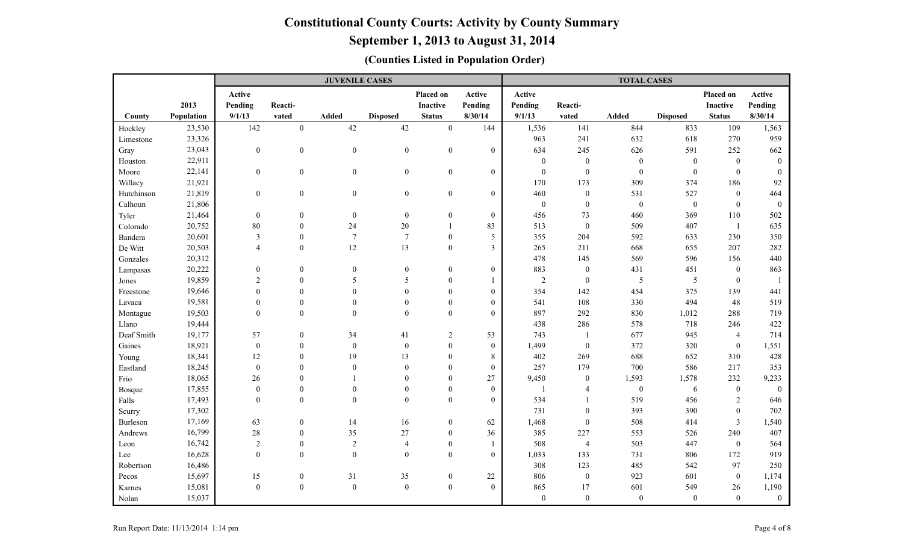# Constitutional County Courts: Activity by County Summary

## September 1, 2013 to August 31, 2014

### (Counties Listed in Population Order)

| | | JUVENILE CASES | | | | | | TOTAL CASES | | | | | |
|---|---|---|---|---|---|---|---|---|---|---|---|---|---|
| County | 2013 Population | Active Pending 9/1/13 | Reacti-vated | Added | Disposed | Placed on Inactive Status | Active Pending 8/30/14 | Active Pending 9/1/13 | Reacti-vated | Added | Disposed | Placed on Inactive Status | Active Pending 8/30/14 |
| Hockley | 23,530 | 142 | 0 | 42 | 42 | 0 | 144 | 1,536 | 141 | 844 | 833 | 109 | 1,563 |
| Limestone | 23,326 | | | | | | | 963 | 241 | 632 | 618 | 270 | 959 |
| Gray | 23,043 | 0 | 0 | 0 | 0 | 0 | 0 | 634 | 245 | 626 | 591 | 252 | 662 |
| Houston | 22,911 | | | | | | | 0 | 0 | 0 | 0 | 0 | 0 |
| Moore | 22,141 | 0 | 0 | 0 | 0 | 0 | 0 | 0 | 0 | 0 | 0 | 0 | 0 |
| Willacy | 21,921 | | | | | | | 170 | 173 | 309 | 374 | 186 | 92 |
| Hutchinson | 21,819 | 0 | 0 | 0 | 0 | 0 | 0 | 460 | 0 | 531 | 527 | 0 | 464 |
| Calhoun | 21,806 | | | | | | | 0 | 0 | 0 | 0 | 0 | 0 |
| Tyler | 21,464 | 0 | 0 | 0 | 0 | 0 | 0 | 456 | 73 | 460 | 369 | 110 | 502 |
| Colorado | 20,752 | 80 | 0 | 24 | 20 | 1 | 83 | 513 | 0 | 509 | 407 | 1 | 635 |
| Bandera | 20,601 | 3 | 0 | 7 | 7 | 0 | 5 | 355 | 204 | 592 | 633 | 230 | 350 |
| De Witt | 20,503 | 4 | 0 | 12 | 13 | 0 | 3 | 265 | 211 | 668 | 655 | 207 | 282 |
| Gonzales | 20,312 | | | | | | | 478 | 145 | 569 | 596 | 156 | 440 |
| Lampasas | 20,222 | 0 | 0 | 0 | 0 | 0 | 0 | 883 | 0 | 431 | 451 | 0 | 863 |
| Jones | 19,859 | 2 | 0 | 5 | 5 | 0 | 1 | 2 | 0 | 5 | 5 | 0 | 1 |
| Freestone | 19,646 | 0 | 0 | 0 | 0 | 0 | 0 | 354 | 142 | 454 | 375 | 139 | 441 |
| Lavaca | 19,581 | 0 | 0 | 0 | 0 | 0 | 0 | 541 | 108 | 330 | 494 | 48 | 519 |
| Montague | 19,503 | 0 | 0 | 0 | 0 | 0 | 0 | 897 | 292 | 830 | 1,012 | 288 | 719 |
| Llano | 19,444 | | | | | | | 438 | 286 | 578 | 718 | 246 | 422 |
| Deaf Smith | 19,177 | 57 | 0 | 34 | 41 | 2 | 53 | 743 | 1 | 677 | 945 | 4 | 714 |
| Gaines | 18,921 | 0 | 0 | 0 | 0 | 0 | 0 | 1,499 | 0 | 372 | 320 | 0 | 1,551 |
| Young | 18,341 | 12 | 0 | 19 | 13 | 0 | 8 | 402 | 269 | 688 | 652 | 310 | 428 |
| Eastland | 18,245 | 0 | 0 | 0 | 0 | 0 | 0 | 257 | 179 | 700 | 586 | 217 | 353 |
| Frio | 18,065 | 26 | 0 | 1 | 0 | 0 | 27 | 9,450 | 0 | 1,593 | 1,578 | 232 | 9,233 |
| Bosque | 17,855 | 0 | 0 | 0 | 0 | 0 | 0 | 1 | 4 | 0 | 6 | 0 | 0 |
| Falls | 17,493 | 0 | 0 | 0 | 0 | 0 | 0 | 534 | 1 | 519 | 456 | 2 | 646 |
| Scurry | 17,302 | | | | | | | 731 | 0 | 393 | 390 | 0 | 702 |
| Burleson | 17,169 | 63 | 0 | 14 | 16 | 0 | 62 | 1,468 | 0 | 508 | 414 | 3 | 1,540 |
| Andrews | 16,799 | 28 | 0 | 35 | 27 | 0 | 36 | 385 | 227 | 553 | 526 | 240 | 407 |
| Leon | 16,742 | 2 | 0 | 2 | 4 | 0 | 1 | 508 | 4 | 503 | 447 | 0 | 564 |
| Lee | 16,628 | 0 | 0 | 0 | 0 | 0 | 0 | 1,033 | 133 | 731 | 806 | 172 | 919 |
| Robertson | 16,486 | | | | | | | 308 | 123 | 485 | 542 | 97 | 250 |
| Pecos | 15,697 | 15 | 0 | 31 | 35 | 0 | 22 | 806 | 0 | 923 | 601 | 0 | 1,174 |
| Karnes | 15,081 | 0 | 0 | 0 | 0 | 0 | 0 | 865 | 17 | 601 | 549 | 26 | 1,190 |
| Nolan | 15,037 | | | | | | | 0 | 0 | 0 | 0 | 0 | 0 |

Run Report Date: 11/13/2014 1:14 pm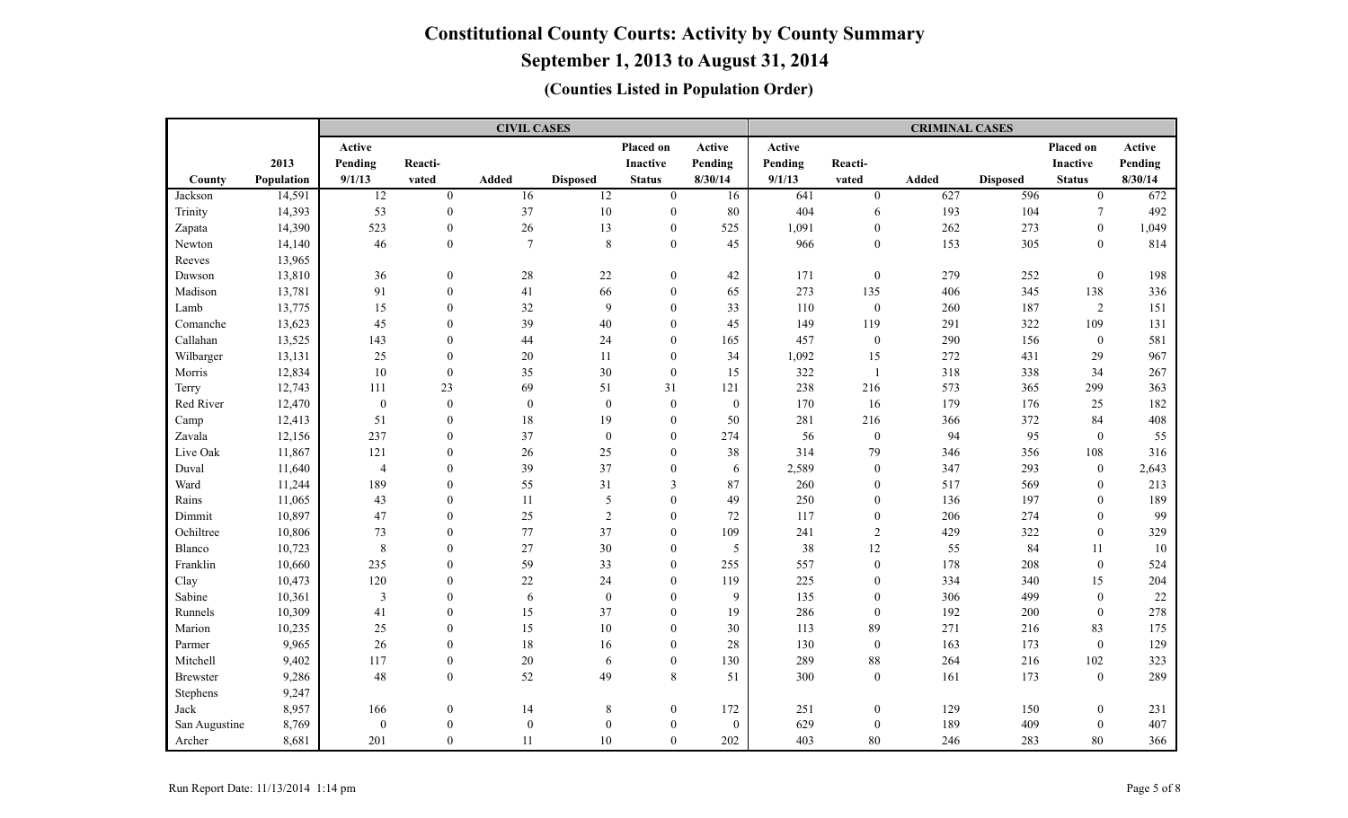# Constitutional County Courts: Activity by County Summary

## September 1, 2013 to August 31, 2014

### (Counties Listed in Population Order)

| | | CIVIL CASES | | | | | | CRIMINAL CASES | | | | | |
|---|---|---|---|---|---|---|---|---|---|---|---|---|---|
| County | 2013 Population | Active Pending 9/1/13 | Reacti-vated | Added | Disposed | Placed on Inactive Status | Active Pending 8/30/14 | Active Pending 9/1/13 | Reacti-vated | Added | Disposed | Placed on Inactive Status | Active Pending 8/30/14 |
| Jackson | 14,591 | 12 | 0 | 16 | 12 | 0 | 16 | 641 | 0 | 627 | 596 | 0 | 672 |
| Trinity | 14,393 | 53 | 0 | 37 | 10 | 0 | 80 | 404 | 6 | 193 | 104 | 7 | 492 |
| Zapata | 14,390 | 523 | 0 | 26 | 13 | 0 | 525 | 1,091 | 0 | 262 | 273 | 0 | 1,049 |
| Newton | 14,140 | 46 | 0 | 7 | 8 | 0 | 45 | 966 | 0 | 153 | 305 | 0 | 814 |
| Reeves | 13,965 | | | | | | | | | | | | |
| Dawson | 13,810 | 36 | 0 | 28 | 22 | 0 | 42 | 171 | 0 | 279 | 252 | 0 | 198 |
| Madison | 13,781 | 91 | 0 | 41 | 66 | 0 | 65 | 273 | 135 | 406 | 345 | 138 | 336 |
| Lamb | 13,775 | 15 | 0 | 32 | 9 | 0 | 33 | 110 | 0 | 260 | 187 | 2 | 151 |
| Comanche | 13,623 | 45 | 0 | 39 | 40 | 0 | 45 | 149 | 119 | 291 | 322 | 109 | 131 |
| Callahan | 13,525 | 143 | 0 | 44 | 24 | 0 | 165 | 457 | 0 | 290 | 156 | 0 | 581 |
| Wilbarger | 13,131 | 25 | 0 | 20 | 11 | 0 | 34 | 1,092 | 15 | 272 | 431 | 29 | 967 |
| Morris | 12,834 | 10 | 0 | 35 | 30 | 0 | 15 | 322 | 1 | 318 | 338 | 34 | 267 |
| Terry | 12,743 | 111 | 23 | 69 | 51 | 31 | 121 | 238 | 216 | 573 | 365 | 299 | 363 |
| Red River | 12,470 | 0 | 0 | 0 | 0 | 0 | 0 | 170 | 16 | 179 | 176 | 25 | 182 |
| Camp | 12,413 | 51 | 0 | 18 | 19 | 0 | 50 | 281 | 216 | 366 | 372 | 84 | 408 |
| Zavala | 12,156 | 237 | 0 | 37 | 0 | 0 | 274 | 56 | 0 | 94 | 95 | 0 | 55 |
| Live Oak | 11,867 | 121 | 0 | 26 | 25 | 0 | 38 | 314 | 79 | 346 | 356 | 108 | 316 |
| Duval | 11,640 | 4 | 0 | 39 | 37 | 0 | 6 | 2,589 | 0 | 347 | 293 | 0 | 2,643 |
| Ward | 11,244 | 189 | 0 | 55 | 31 | 3 | 87 | 260 | 0 | 517 | 569 | 0 | 213 |
| Rains | 11,065 | 43 | 0 | 11 | 5 | 0 | 49 | 250 | 0 | 136 | 197 | 0 | 189 |
| Dimmit | 10,897 | 47 | 0 | 25 | 2 | 0 | 72 | 117 | 0 | 206 | 274 | 0 | 99 |
| Ochiltree | 10,806 | 73 | 0 | 77 | 37 | 0 | 109 | 241 | 2 | 429 | 322 | 0 | 329 |
| Blanco | 10,723 | 8 | 0 | 27 | 30 | 0 | 5 | 38 | 12 | 55 | 84 | 11 | 10 |
| Franklin | 10,660 | 235 | 0 | 59 | 33 | 0 | 255 | 557 | 0 | 178 | 208 | 0 | 524 |
| Clay | 10,473 | 120 | 0 | 22 | 24 | 0 | 119 | 225 | 0 | 334 | 340 | 15 | 204 |
| Sabine | 10,361 | 3 | 0 | 6 | 0 | 0 | 9 | 135 | 0 | 306 | 499 | 0 | 22 |
| Runnels | 10,309 | 41 | 0 | 15 | 37 | 0 | 19 | 286 | 0 | 192 | 200 | 0 | 278 |
| Marion | 10,235 | 25 | 0 | 15 | 10 | 0 | 30 | 113 | 89 | 271 | 216 | 83 | 175 |
| Parmer | 9,965 | 26 | 0 | 18 | 16 | 0 | 28 | 130 | 0 | 163 | 173 | 0 | 129 |
| Mitchell | 9,402 | 117 | 0 | 20 | 6 | 0 | 130 | 289 | 88 | 264 | 216 | 102 | 323 |
| Brewster | 9,286 | 48 | 0 | 52 | 49 | 8 | 51 | 300 | 0 | 161 | 173 | 0 | 289 |
| Stephens | 9,247 | | | | | | | | | | | | |
| Jack | 8,957 | 166 | 0 | 14 | 8 | 0 | 172 | 251 | 0 | 129 | 150 | 0 | 231 |
| San Augustine | 8,769 | 0 | 0 | 0 | 0 | 0 | 0 | 629 | 0 | 189 | 409 | 0 | 407 |
| Archer | 8,681 | 201 | 0 | 11 | 10 | 0 | 202 | 403 | 80 | 246 | 283 | 80 | 366 |

Run Report Date: 11/13/2014 1:14 pm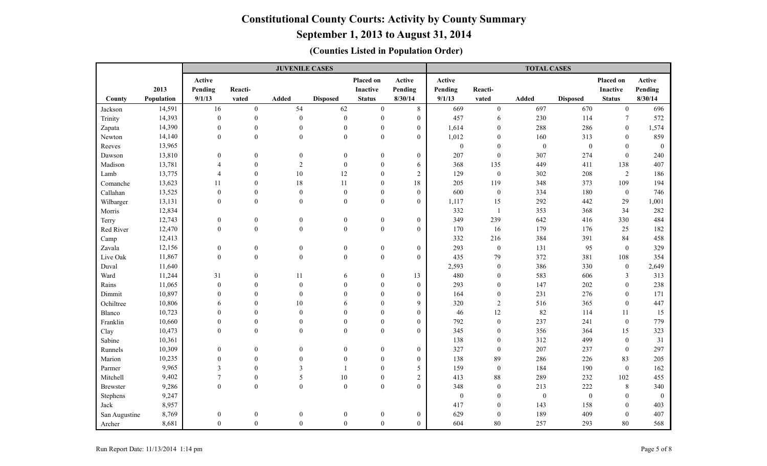# Constitutional County Courts: Activity by County Summary

## September 1, 2013 to August 31, 2014

### (Counties Listed in Population Order)

| | | JUVENILE CASES | | | | | | TOTAL CASES | | | | | |
|---|---|---|---|---|---|---|---|---|---|---|---|---|---|
| County | 2013 Population | Active Pending 9/1/13 | Reacti-vated | Added | Disposed | Placed on Inactive Status | Active Pending 8/30/14 | Active Pending 9/1/13 | Reacti-vated | Added | Disposed | Placed on Inactive Status | Active Pending 8/30/14 |
| Jackson | 14,591 | 16 | 0 | 54 | 62 | 0 | 8 | 669 | 0 | 697 | 670 | 0 | 696 |
| Trinity | 14,393 | 0 | 0 | 0 | 0 | 0 | 0 | 457 | 6 | 230 | 114 | 7 | 572 |
| Zapata | 14,390 | 0 | 0 | 0 | 0 | 0 | 0 | 1,614 | 0 | 288 | 286 | 0 | 1,574 |
| Newton | 14,140 | 0 | 0 | 0 | 0 | 0 | 0 | 1,012 | 0 | 160 | 313 | 0 | 859 |
| Reeves | 13,965 | | | | | | | 0 | 0 | 0 | 0 | 0 | 0 |
| Dawson | 13,810 | 0 | 0 | 0 | 0 | 0 | 0 | 207 | 0 | 307 | 274 | 0 | 240 |
| Madison | 13,781 | 4 | 0 | 2 | 0 | 0 | 6 | 368 | 135 | 449 | 411 | 138 | 407 |
| Lamb | 13,775 | 4 | 0 | 10 | 12 | 0 | 2 | 129 | 0 | 302 | 208 | 2 | 186 |
| Comanche | 13,623 | 11 | 0 | 18 | 11 | 0 | 18 | 205 | 119 | 348 | 373 | 109 | 194 |
| Callahan | 13,525 | 0 | 0 | 0 | 0 | 0 | 0 | 600 | 0 | 334 | 180 | 0 | 746 |
| Wilbarger | 13,131 | 0 | 0 | 0 | 0 | 0 | 0 | 1,117 | 15 | 292 | 442 | 29 | 1,001 |
| Morris | 12,834 | | | | | | | 332 | 1 | 353 | 368 | 34 | 282 |
| Terry | 12,743 | 0 | 0 | 0 | 0 | 0 | 0 | 349 | 239 | 642 | 416 | 330 | 484 |
| Red River | 12,470 | 0 | 0 | 0 | 0 | 0 | 0 | 170 | 16 | 179 | 176 | 25 | 182 |
| Camp | 12,413 | | | | | | | 332 | 216 | 384 | 391 | 84 | 458 |
| Zavala | 12,156 | 0 | 0 | 0 | 0 | 0 | 0 | 293 | 0 | 131 | 95 | 0 | 329 |
| Live Oak | 11,867 | 0 | 0 | 0 | 0 | 0 | 0 | 435 | 79 | 372 | 381 | 108 | 354 |
| Duval | 11,640 | | | | | | | 2,593 | 0 | 386 | 330 | 0 | 2,649 |
| Ward | 11,244 | 31 | 0 | 11 | 6 | 0 | 13 | 480 | 0 | 583 | 606 | 3 | 313 |
| Rains | 11,065 | 0 | 0 | 0 | 0 | 0 | 0 | 293 | 0 | 147 | 202 | 0 | 238 |
| Dimmit | 10,897 | 0 | 0 | 0 | 0 | 0 | 0 | 164 | 0 | 231 | 276 | 0 | 171 |
| Ochiltree | 10,806 | 6 | 0 | 10 | 6 | 0 | 9 | 320 | 2 | 516 | 365 | 0 | 447 |
| Blanco | 10,723 | 0 | 0 | 0 | 0 | 0 | 0 | 46 | 12 | 82 | 114 | 11 | 15 |
| Franklin | 10,660 | 0 | 0 | 0 | 0 | 0 | 0 | 792 | 0 | 237 | 241 | 0 | 779 |
| Clay | 10,473 | 0 | 0 | 0 | 0 | 0 | 0 | 345 | 0 | 356 | 364 | 15 | 323 |
| Sabine | 10,361 | | | | | | | 138 | 0 | 312 | 499 | 0 | 31 |
| Runnels | 10,309 | 0 | 0 | 0 | 0 | 0 | 0 | 327 | 0 | 207 | 237 | 0 | 297 |
| Marion | 10,235 | 0 | 0 | 0 | 0 | 0 | 0 | 138 | 89 | 286 | 226 | 83 | 205 |
| Parmer | 9,965 | 3 | 0 | 3 | 1 | 0 | 5 | 159 | 0 | 184 | 190 | 0 | 162 |
| Mitchell | 9,402 | 7 | 0 | 5 | 10 | 0 | 2 | 413 | 88 | 289 | 232 | 102 | 455 |
| Brewster | 9,286 | 0 | 0 | 0 | 0 | 0 | 0 | 348 | 0 | 213 | 222 | 8 | 340 |
| Stephens | 9,247 | | | | | | | 0 | 0 | 0 | 0 | 0 | 0 |
| Jack | 8,957 | | | | | | | 417 | 0 | 143 | 158 | 0 | 403 |
| San Augustine | 8,769 | 0 | 0 | 0 | 0 | 0 | 0 | 629 | 0 | 189 | 409 | 0 | 407 |
| Archer | 8,681 | 0 | 0 | 0 | 0 | 0 | 0 | 604 | 80 | 257 | 293 | 80 | 568 |

Run Report Date: 11/13/2014 1:14 pm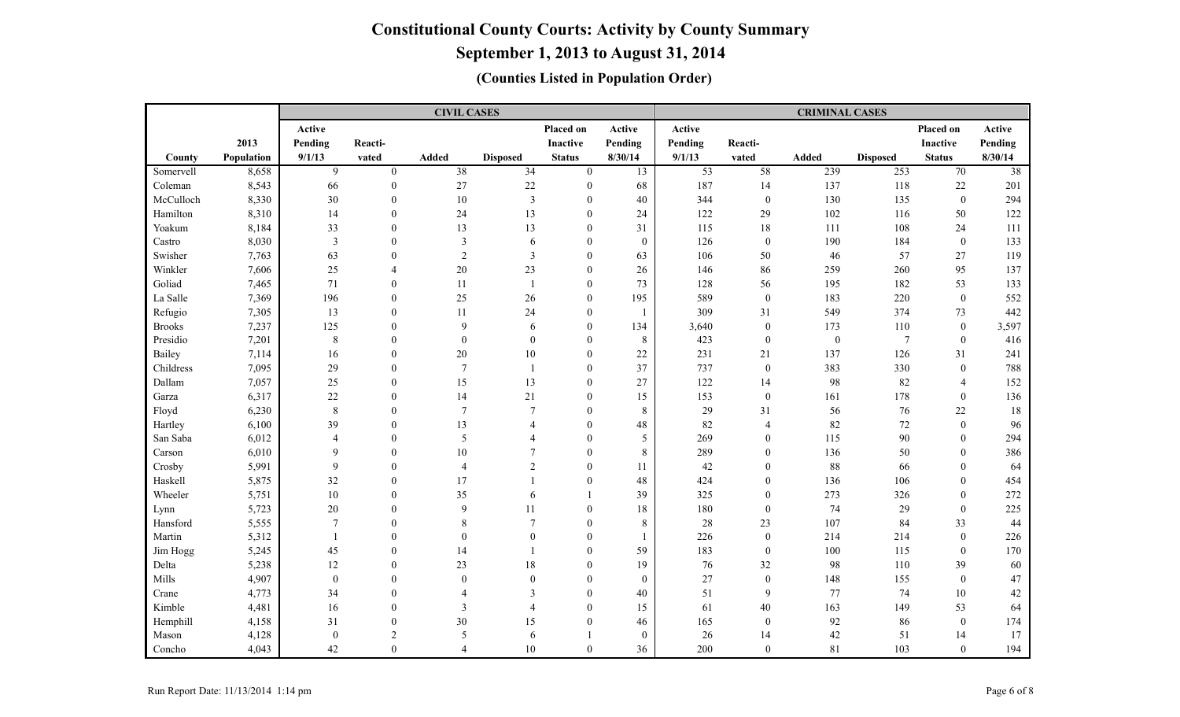# Constitutional County Courts: Activity by County Summary

## September 1, 2013 to August 31, 2014

### (Counties Listed in Population Order)

| | | CIVIL CASES | | | | | | CRIMINAL CASES | | | | | |
|---|---|---|---|---|---|---|---|---|---|---|---|---|---|
| County | 2013 Population | Active Pending 9/1/13 | Reacti-vated | Added | Disposed | Placed on Inactive Status | Active Pending 8/30/14 | Active Pending 9/1/13 | Reacti-vated | Added | Disposed | Placed on Inactive Status | Active Pending 8/30/14 |
| Somervell | 8,658 | 9 | 0 | 38 | 34 | 0 | 13 | 53 | 58 | 239 | 253 | 70 | 38 |
| Coleman | 8,543 | 66 | 0 | 27 | 22 | 0 | 68 | 187 | 14 | 137 | 118 | 22 | 201 |
| McCulloch | 8,330 | 30 | 0 | 10 | 3 | 0 | 40 | 344 | 0 | 130 | 135 | 0 | 294 |
| Hamilton | 8,310 | 14 | 0 | 24 | 13 | 0 | 24 | 122 | 29 | 102 | 116 | 50 | 122 |
| Yoakum | 8,184 | 33 | 0 | 13 | 13 | 0 | 31 | 115 | 18 | 111 | 108 | 24 | 111 |
| Castro | 8,030 | 3 | 0 | 3 | 6 | 0 | 0 | 126 | 0 | 190 | 184 | 0 | 133 |
| Swisher | 7,763 | 63 | 0 | 2 | 3 | 0 | 63 | 106 | 50 | 46 | 57 | 27 | 119 |
| Winkler | 7,606 | 25 | 4 | 20 | 23 | 0 | 26 | 146 | 86 | 259 | 260 | 95 | 137 |
| Goliad | 7,465 | 71 | 0 | 11 | 1 | 0 | 73 | 128 | 56 | 195 | 182 | 53 | 133 |
| La Salle | 7,369 | 196 | 0 | 25 | 26 | 0 | 195 | 589 | 0 | 183 | 220 | 0 | 552 |
| Refugio | 7,305 | 13 | 0 | 11 | 24 | 0 | 1 | 309 | 31 | 549 | 374 | 73 | 442 |
| Brooks | 7,237 | 125 | 0 | 9 | 6 | 0 | 134 | 3,640 | 0 | 173 | 110 | 0 | 3,597 |
| Presidio | 7,201 | 8 | 0 | 0 | 0 | 0 | 8 | 423 | 0 | 0 | 7 | 0 | 416 |
| Bailey | 7,114 | 16 | 0 | 20 | 10 | 0 | 22 | 231 | 21 | 137 | 126 | 31 | 241 |
| Childress | 7,095 | 29 | 0 | 7 | 1 | 0 | 37 | 737 | 0 | 383 | 330 | 0 | 788 |
| Dallam | 7,057 | 25 | 0 | 15 | 13 | 0 | 27 | 122 | 14 | 98 | 82 | 4 | 152 |
| Garza | 6,317 | 22 | 0 | 14 | 21 | 0 | 15 | 153 | 0 | 161 | 178 | 0 | 136 |
| Floyd | 6,230 | 8 | 0 | 7 | 7 | 0 | 8 | 29 | 31 | 56 | 76 | 22 | 18 |
| Hartley | 6,100 | 39 | 0 | 13 | 4 | 0 | 48 | 82 | 4 | 82 | 72 | 0 | 96 |
| San Saba | 6,012 | 4 | 0 | 5 | 4 | 0 | 5 | 269 | 0 | 115 | 90 | 0 | 294 |
| Carson | 6,010 | 9 | 0 | 10 | 7 | 0 | 8 | 289 | 0 | 136 | 50 | 0 | 386 |
| Crosby | 5,991 | 9 | 0 | 4 | 2 | 0 | 11 | 42 | 0 | 88 | 66 | 0 | 64 |
| Haskell | 5,875 | 32 | 0 | 17 | 1 | 0 | 48 | 424 | 0 | 136 | 106 | 0 | 454 |
| Wheeler | 5,751 | 10 | 0 | 35 | 6 | 1 | 39 | 325 | 0 | 273 | 326 | 0 | 272 |
| Lynn | 5,723 | 20 | 0 | 9 | 11 | 0 | 18 | 180 | 0 | 74 | 29 | 0 | 225 |
| Hansford | 5,555 | 7 | 0 | 8 | 7 | 0 | 8 | 28 | 23 | 107 | 84 | 33 | 44 |
| Martin | 5,312 | 1 | 0 | 0 | 0 | 0 | 1 | 226 | 0 | 214 | 214 | 0 | 226 |
| Jim Hogg | 5,245 | 45 | 0 | 14 | 1 | 0 | 59 | 183 | 0 | 100 | 115 | 0 | 170 |
| Delta | 5,238 | 12 | 0 | 23 | 18 | 0 | 19 | 76 | 32 | 98 | 110 | 39 | 60 |
| Mills | 4,907 | 0 | 0 | 0 | 0 | 0 | 0 | 27 | 0 | 148 | 155 | 0 | 47 |
| Crane | 4,773 | 34 | 0 | 4 | 3 | 0 | 40 | 51 | 9 | 77 | 74 | 10 | 42 |
| Kimble | 4,481 | 16 | 0 | 3 | 4 | 0 | 15 | 61 | 40 | 163 | 149 | 53 | 64 |
| Hemphill | 4,158 | 31 | 0 | 30 | 15 | 0 | 46 | 165 | 0 | 92 | 86 | 0 | 174 |
| Mason | 4,128 | 0 | 2 | 5 | 6 | 1 | 0 | 26 | 14 | 42 | 51 | 14 | 17 |
| Concho | 4,043 | 42 | 0 | 4 | 10 | 0 | 36 | 200 | 0 | 81 | 103 | 0 | 194 |

Run Report Date: 11/13/2014 1:14 pm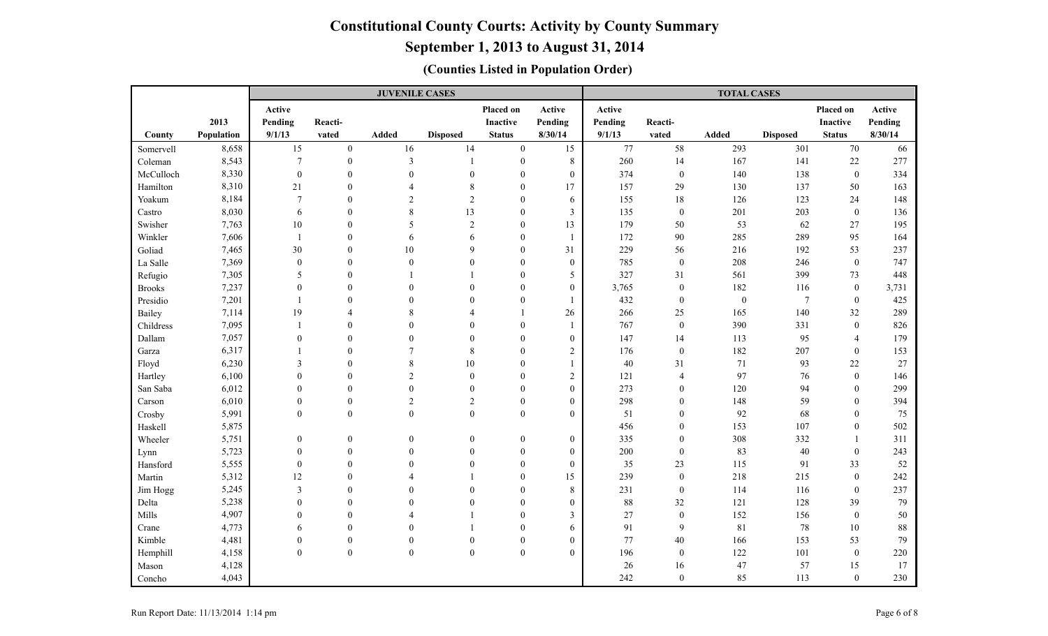# Constitutional County Courts: Activity by County Summary

## September 1, 2013 to August 31, 2014

### (Counties Listed in Population Order)

| | | JUVENILE CASES | | | | | | TOTAL CASES | | | | | |
|---|---|---|---|---|---|---|---|---|---|---|---|---|---|
| County | 2013 Population | Active Pending 9/1/13 | Reacti-vated | Added | Disposed | Placed on Inactive Status | Active Pending 8/30/14 | Active Pending 9/1/13 | Reacti-vated | Added | Disposed | Placed on Inactive Status | Active Pending 8/30/14 |
| Somervell | 8,658 | 15 | 0 | 16 | 14 | 0 | 15 | 77 | 58 | 293 | 301 | 70 | 66 |
| Coleman | 8,543 | 7 | 0 | 3 | 1 | 0 | 8 | 260 | 14 | 167 | 141 | 22 | 277 |
| McCulloch | 8,330 | 0 | 0 | 0 | 0 | 0 | 0 | 374 | 0 | 140 | 138 | 0 | 334 |
| Hamilton | 8,310 | 21 | 0 | 4 | 8 | 0 | 17 | 157 | 29 | 130 | 137 | 50 | 163 |
| Yoakum | 8,184 | 7 | 0 | 2 | 2 | 0 | 6 | 155 | 18 | 126 | 123 | 24 | 148 |
| Castro | 8,030 | 6 | 0 | 8 | 13 | 0 | 3 | 135 | 0 | 201 | 203 | 0 | 136 |
| Swisher | 7,763 | 10 | 0 | 5 | 2 | 0 | 13 | 179 | 50 | 53 | 62 | 27 | 195 |
| Winkler | 7,606 | 1 | 0 | 6 | 6 | 0 | 1 | 172 | 90 | 285 | 289 | 95 | 164 |
| Goliad | 7,465 | 30 | 0 | 10 | 9 | 0 | 31 | 229 | 56 | 216 | 192 | 53 | 237 |
| La Salle | 7,369 | 0 | 0 | 0 | 0 | 0 | 0 | 785 | 0 | 208 | 246 | 0 | 747 |
| Refugio | 7,305 | 5 | 0 | 1 | 1 | 0 | 5 | 327 | 31 | 561 | 399 | 73 | 448 |
| Brooks | 7,237 | 0 | 0 | 0 | 0 | 0 | 0 | 3,765 | 0 | 182 | 116 | 0 | 3,731 |
| Presidio | 7,201 | 1 | 0 | 0 | 0 | 0 | 1 | 432 | 0 | 0 | 7 | 0 | 425 |
| Bailey | 7,114 | 19 | 4 | 8 | 4 | 1 | 26 | 266 | 25 | 165 | 140 | 32 | 289 |
| Childress | 7,095 | 1 | 0 | 0 | 0 | 0 | 1 | 767 | 0 | 390 | 331 | 0 | 826 |
| Dallam | 7,057 | 0 | 0 | 0 | 0 | 0 | 0 | 147 | 14 | 113 | 95 | 4 | 179 |
| Garza | 6,317 | 1 | 0 | 7 | 8 | 0 | 2 | 176 | 0 | 182 | 207 | 0 | 153 |
| Floyd | 6,230 | 3 | 0 | 8 | 10 | 0 | 1 | 40 | 31 | 71 | 93 | 22 | 27 |
| Hartley | 6,100 | 0 | 0 | 2 | 0 | 0 | 2 | 121 | 4 | 97 | 76 | 0 | 146 |
| San Saba | 6,012 | 0 | 0 | 0 | 0 | 0 | 0 | 273 | 0 | 120 | 94 | 0 | 299 |
| Carson | 6,010 | 0 | 0 | 2 | 2 | 0 | 0 | 298 | 0 | 148 | 59 | 0 | 394 |
| Crosby | 5,991 | 0 | 0 | 0 | 0 | 0 | 0 | 51 | 0 | 92 | 68 | 0 | 75 |
| Haskell | 5,875 | | | | | | | 456 | 0 | 153 | 107 | 0 | 502 |
| Wheeler | 5,751 | 0 | 0 | 0 | 0 | 0 | 0 | 335 | 0 | 308 | 332 | 1 | 311 |
| Lynn | 5,723 | 0 | 0 | 0 | 0 | 0 | 0 | 200 | 0 | 83 | 40 | 0 | 243 |
| Hansford | 5,555 | 0 | 0 | 0 | 0 | 0 | 0 | 35 | 23 | 115 | 91 | 33 | 52 |
| Martin | 5,312 | 12 | 0 | 4 | 1 | 0 | 15 | 239 | 0 | 218 | 215 | 0 | 242 |
| Jim Hogg | 5,245 | 3 | 0 | 0 | 0 | 0 | 8 | 231 | 0 | 114 | 116 | 0 | 237 |
| Delta | 5,238 | 0 | 0 | 0 | 0 | 0 | 0 | 88 | 32 | 121 | 128 | 39 | 79 |
| Mills | 4,907 | 0 | 0 | 4 | 1 | 0 | 3 | 27 | 0 | 152 | 156 | 0 | 50 |
| Crane | 4,773 | 6 | 0 | 0 | 1 | 0 | 6 | 91 | 9 | 81 | 78 | 10 | 88 |
| Kimble | 4,481 | 0 | 0 | 0 | 0 | 0 | 0 | 77 | 40 | 166 | 153 | 53 | 79 |
| Hemphill | 4,158 | 0 | 0 | 0 | 0 | 0 | 0 | 196 | 0 | 122 | 101 | 0 | 220 |
| Mason | 4,128 | | | | | | | 26 | 16 | 47 | 57 | 15 | 17 |
| Concho | 4,043 | | | | | | | 242 | 0 | 85 | 113 | 0 | 230 |

Run Report Date: 11/13/2014 1:14 pm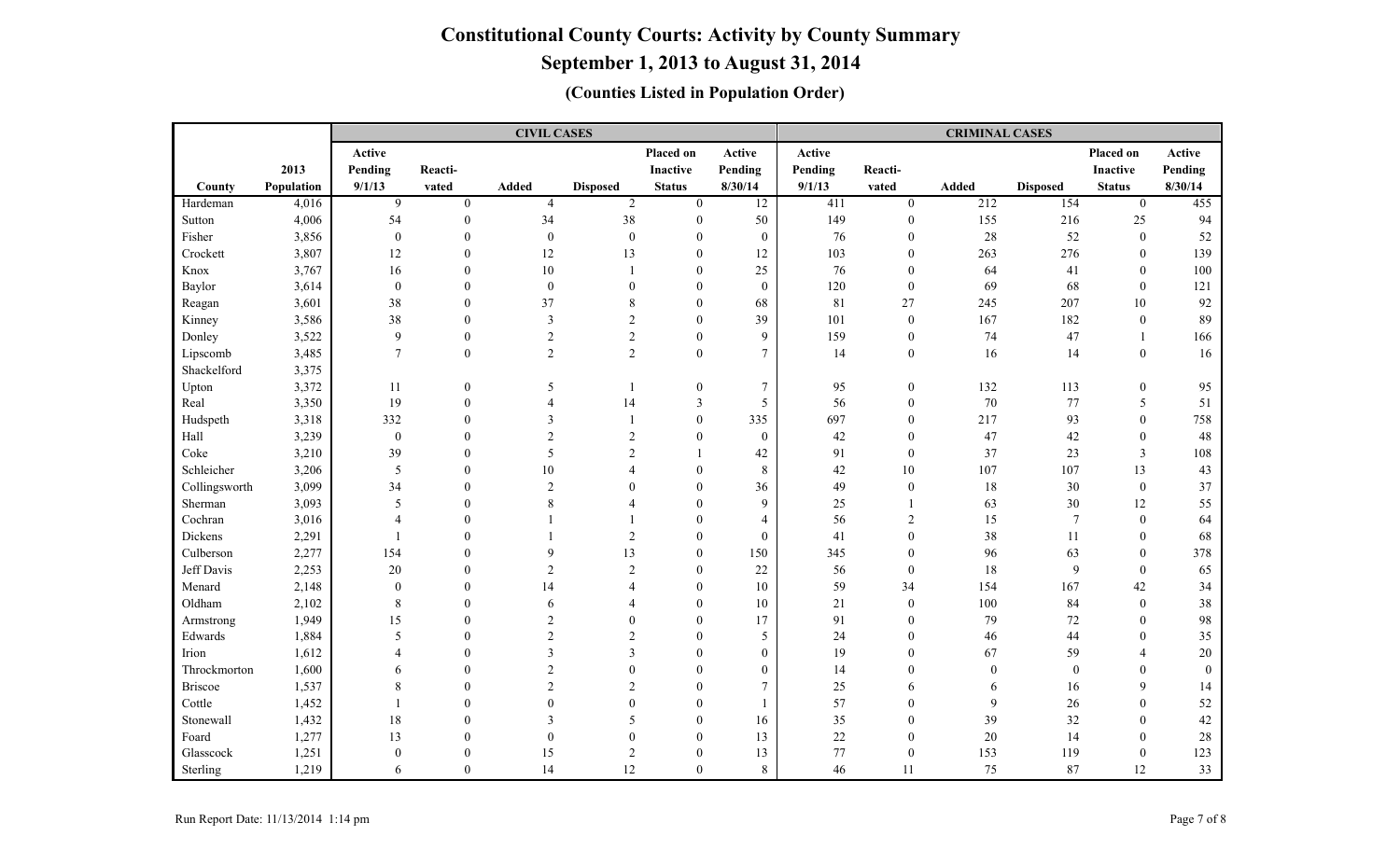# Constitutional County Courts: Activity by County Summary

## September 1, 2013 to August 31, 2014

### (Counties Listed in Population Order)

| | | CIVIL CASES | | | | | | CRIMINAL CASES | | | | | |
|---|---|---|---|---|---|---|---|---|---|---|---|---|---|
| County | 2013 Population | Active Pending 9/1/13 | Reacti-vated | Added | Disposed | Placed on Inactive Status | Active Pending 8/30/14 | Active Pending 9/1/13 | Reacti-vated | Added | Disposed | Placed on Inactive Status | Active Pending 8/30/14 |
| Hardeman | 4,016 | 9 | 0 | 4 | 2 | 0 | 12 | 411 | 0 | 212 | 154 | 0 | 455 |
| Sutton | 4,006 | 54 | 0 | 34 | 38 | 0 | 50 | 149 | 0 | 155 | 216 | 25 | 94 |
| Fisher | 3,856 | 0 | 0 | 0 | 0 | 0 | 0 | 76 | 0 | 28 | 52 | 0 | 52 |
| Crockett | 3,807 | 12 | 0 | 12 | 13 | 0 | 12 | 103 | 0 | 263 | 276 | 0 | 139 |
| Knox | 3,767 | 16 | 0 | 10 | 1 | 0 | 25 | 76 | 0 | 64 | 41 | 0 | 100 |
| Baylor | 3,614 | 0 | 0 | 0 | 0 | 0 | 0 | 120 | 0 | 69 | 68 | 0 | 121 |
| Reagan | 3,601 | 38 | 0 | 37 | 8 | 0 | 68 | 81 | 27 | 245 | 207 | 10 | 92 |
| Kinney | 3,586 | 38 | 0 | 3 | 2 | 0 | 39 | 101 | 0 | 167 | 182 | 0 | 89 |
| Donley | 3,522 | 9 | 0 | 2 | 2 | 0 | 9 | 159 | 0 | 74 | 47 | 1 | 166 |
| Lipscomb | 3,485 | 7 | 0 | 2 | 2 | 0 | 7 | 14 | 0 | 16 | 14 | 0 | 16 |
| Shackelford | 3,375 | | | | | | | | | | | | |
| Upton | 3,372 | 11 | 0 | 5 | 1 | 0 | 7 | 95 | 0 | 132 | 113 | 0 | 95 |
| Real | 3,350 | 19 | 0 | 4 | 14 | 3 | 5 | 56 | 0 | 70 | 77 | 5 | 51 |
| Hudspeth | 3,318 | 332 | 0 | 3 | 1 | 0 | 335 | 697 | 0 | 217 | 93 | 0 | 758 |
| Hall | 3,239 | 0 | 0 | 2 | 2 | 0 | 0 | 42 | 0 | 47 | 42 | 0 | 48 |
| Coke | 3,210 | 39 | 0 | 5 | 2 | 1 | 42 | 91 | 0 | 37 | 23 | 3 | 108 |
| Schleicher | 3,206 | 5 | 0 | 10 | 4 | 0 | 8 | 42 | 10 | 107 | 107 | 13 | 43 |
| Collingsworth | 3,099 | 34 | 0 | 2 | 0 | 0 | 36 | 49 | 0 | 18 | 30 | 0 | 37 |
| Sherman | 3,093 | 5 | 0 | 8 | 4 | 0 | 9 | 25 | 1 | 63 | 30 | 12 | 55 |
| Cochran | 3,016 | 4 | 0 | 1 | 1 | 0 | 4 | 56 | 2 | 15 | 7 | 0 | 64 |
| Dickens | 2,291 | 1 | 0 | 1 | 2 | 0 | 0 | 41 | 0 | 38 | 11 | 0 | 68 |
| Culberson | 2,277 | 154 | 0 | 9 | 13 | 0 | 150 | 345 | 0 | 96 | 63 | 0 | 378 |
| Jeff Davis | 2,253 | 20 | 0 | 2 | 2 | 0 | 22 | 56 | 0 | 18 | 9 | 0 | 65 |
| Menard | 2,148 | 0 | 0 | 14 | 4 | 0 | 10 | 59 | 34 | 154 | 167 | 42 | 34 |
| Oldham | 2,102 | 8 | 0 | 6 | 4 | 0 | 10 | 21 | 0 | 100 | 84 | 0 | 38 |
| Armstrong | 1,949 | 15 | 0 | 2 | 0 | 0 | 17 | 91 | 0 | 79 | 72 | 0 | 98 |
| Edwards | 1,884 | 5 | 0 | 2 | 2 | 0 | 5 | 24 | 0 | 46 | 44 | 0 | 35 |
| Irion | 1,612 | 4 | 0 | 3 | 3 | 0 | 0 | 19 | 0 | 67 | 59 | 4 | 20 |
| Throckmorton | 1,600 | 6 | 0 | 2 | 0 | 0 | 0 | 14 | 0 | 0 | 0 | 0 | 0 |
| Briscoe | 1,537 | 8 | 0 | 2 | 2 | 0 | 7 | 25 | 6 | 6 | 16 | 9 | 14 |
| Cottle | 1,452 | 1 | 0 | 0 | 0 | 0 | 1 | 57 | 0 | 9 | 26 | 0 | 52 |
| Stonewall | 1,432 | 18 | 0 | 3 | 5 | 0 | 16 | 35 | 0 | 39 | 32 | 0 | 42 |
| Foard | 1,277 | 13 | 0 | 0 | 0 | 0 | 13 | 22 | 0 | 20 | 14 | 0 | 28 |
| Glasscock | 1,251 | 0 | 0 | 15 | 2 | 0 | 13 | 77 | 0 | 153 | 119 | 0 | 123 |
| Sterling | 1,219 | 6 | 0 | 14 | 12 | 0 | 8 | 46 | 11 | 75 | 87 | 12 | 33 |

Run Report Date: 11/13/2014 1:14 pm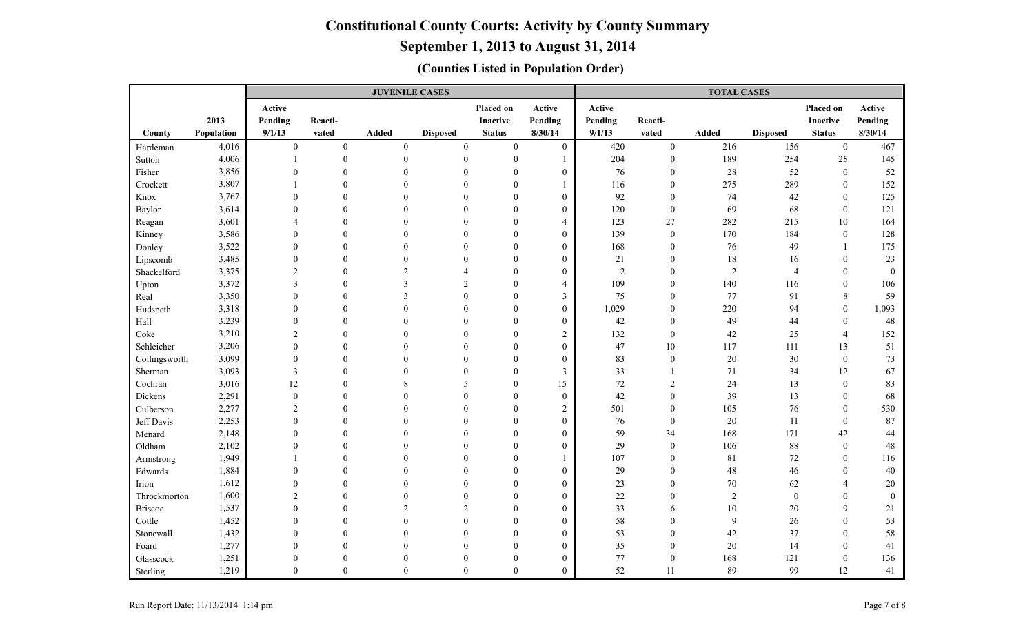# Constitutional County Courts: Activity by County Summary

## September 1, 2013 to August 31, 2014

### (Counties Listed in Population Order)

| | | JUVENILE CASES | | | | | | TOTAL CASES | | | | | |
|---|---|---|---|---|---|---|---|---|---|---|---|---|---|
| County | 2013 Population | Active Pending 9/1/13 | Reacti-vated | Added | Disposed | Placed on Inactive Status | Active Pending 8/30/14 | Active Pending 9/1/13 | Reacti-vated | Added | Disposed | Placed on Inactive Status | Active Pending 8/30/14 |
| Hardeman | 4,016 | 0 | 0 | 0 | 0 | 0 | 0 | 420 | 0 | 216 | 156 | 0 | 467 |
| Sutton | 4,006 | 1 | 0 | 0 | 0 | 0 | 1 | 204 | 0 | 189 | 254 | 25 | 145 |
| Fisher | 3,856 | 0 | 0 | 0 | 0 | 0 | 0 | 76 | 0 | 28 | 52 | 0 | 52 |
| Crockett | 3,807 | 1 | 0 | 0 | 0 | 0 | 1 | 116 | 0 | 275 | 289 | 0 | 152 |
| Knox | 3,767 | 0 | 0 | 0 | 0 | 0 | 0 | 92 | 0 | 74 | 42 | 0 | 125 |
| Baylor | 3,614 | 0 | 0 | 0 | 0 | 0 | 0 | 120 | 0 | 69 | 68 | 0 | 121 |
| Reagan | 3,601 | 4 | 0 | 0 | 0 | 0 | 4 | 123 | 27 | 282 | 215 | 10 | 164 |
| Kinney | 3,586 | 0 | 0 | 0 | 0 | 0 | 0 | 139 | 0 | 170 | 184 | 0 | 128 |
| Donley | 3,522 | 0 | 0 | 0 | 0 | 0 | 0 | 168 | 0 | 76 | 49 | 1 | 175 |
| Lipscomb | 3,485 | 0 | 0 | 0 | 0 | 0 | 0 | 21 | 0 | 18 | 16 | 0 | 23 |
| Shackelford | 3,375 | 2 | 0 | 2 | 4 | 0 | 0 | 2 | 0 | 2 | 4 | 0 | 0 |
| Upton | 3,372 | 3 | 0 | 3 | 2 | 0 | 4 | 109 | 0 | 140 | 116 | 0 | 106 |
| Real | 3,350 | 0 | 0 | 3 | 0 | 0 | 3 | 75 | 0 | 77 | 91 | 8 | 59 |
| Hudspeth | 3,318 | 0 | 0 | 0 | 0 | 0 | 0 | 1,029 | 0 | 220 | 94 | 0 | 1,093 |
| Hall | 3,239 | 0 | 0 | 0 | 0 | 0 | 0 | 42 | 0 | 49 | 44 | 0 | 48 |
| Coke | 3,210 | 2 | 0 | 0 | 0 | 0 | 2 | 132 | 0 | 42 | 25 | 4 | 152 |
| Schleicher | 3,206 | 0 | 0 | 0 | 0 | 0 | 0 | 47 | 10 | 117 | 111 | 13 | 51 |
| Collingsworth | 3,099 | 0 | 0 | 0 | 0 | 0 | 0 | 83 | 0 | 20 | 30 | 0 | 73 |
| Sherman | 3,093 | 3 | 0 | 0 | 0 | 0 | 3 | 33 | 1 | 71 | 34 | 12 | 67 |
| Cochran | 3,016 | 12 | 0 | 8 | 5 | 0 | 15 | 72 | 2 | 24 | 13 | 0 | 83 |
| Dickens | 2,291 | 0 | 0 | 0 | 0 | 0 | 0 | 42 | 0 | 39 | 13 | 0 | 68 |
| Culberson | 2,277 | 2 | 0 | 0 | 0 | 0 | 2 | 501 | 0 | 105 | 76 | 0 | 530 |
| Jeff Davis | 2,253 | 0 | 0 | 0 | 0 | 0 | 0 | 76 | 0 | 20 | 11 | 0 | 87 |
| Menard | 2,148 | 0 | 0 | 0 | 0 | 0 | 0 | 59 | 34 | 168 | 171 | 42 | 44 |
| Oldham | 2,102 | 0 | 0 | 0 | 0 | 0 | 0 | 29 | 0 | 106 | 88 | 0 | 48 |
| Armstrong | 1,949 | 1 | 0 | 0 | 0 | 0 | 1 | 107 | 0 | 81 | 72 | 0 | 116 |
| Edwards | 1,884 | 0 | 0 | 0 | 0 | 0 | 0 | 29 | 0 | 48 | 46 | 0 | 40 |
| Irion | 1,612 | 0 | 0 | 0 | 0 | 0 | 0 | 23 | 0 | 70 | 62 | 4 | 20 |
| Throckmorton | 1,600 | 2 | 0 | 0 | 0 | 0 | 0 | 22 | 0 | 2 | 0 | 0 | 0 |
| Briscoe | 1,537 | 0 | 0 | 2 | 2 | 0 | 0 | 33 | 6 | 10 | 20 | 9 | 21 |
| Cottle | 1,452 | 0 | 0 | 0 | 0 | 0 | 0 | 58 | 0 | 9 | 26 | 0 | 53 |
| Stonewall | 1,432 | 0 | 0 | 0 | 0 | 0 | 0 | 53 | 0 | 42 | 37 | 0 | 58 |
| Foard | 1,277 | 0 | 0 | 0 | 0 | 0 | 0 | 35 | 0 | 20 | 14 | 0 | 41 |
| Glasscock | 1,251 | 0 | 0 | 0 | 0 | 0 | 0 | 77 | 0 | 168 | 121 | 0 | 136 |
| Sterling | 1,219 | 0 | 0 | 0 | 0 | 0 | 0 | 52 | 11 | 89 | 99 | 12 | 41 |

Run Report Date: 11/13/2014 1:14 pm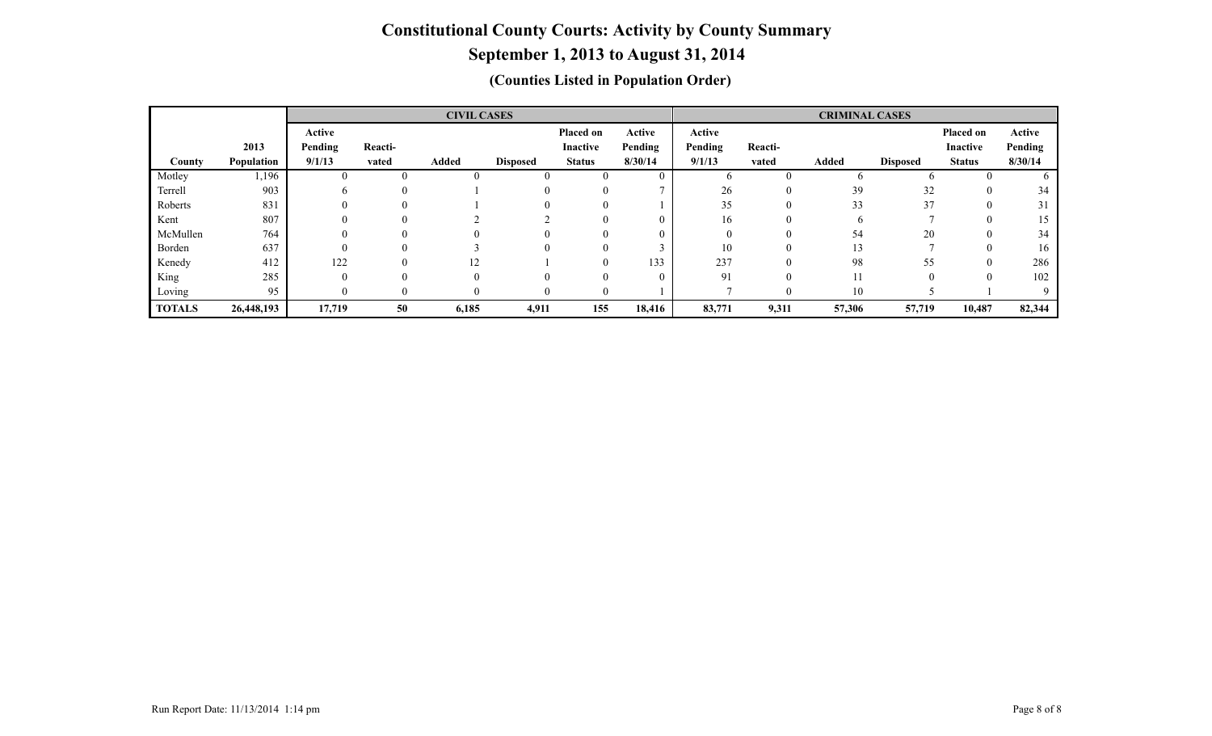# Constitutional County Courts: Activity by County Summary

## September 1, 2013 to August 31, 2014

### (Counties Listed in Population Order)

| | | CIVIL CASES | | | | | | CRIMINAL CASES | | | | | |
|---|---|---|---|---|---|---|---|---|---|---|---|---|---|
| County | 2013 Population | Active Pending 9/1/13 | Reacti-vated | Added | Disposed | Placed on Inactive Status | Active Pending 8/30/14 | Active Pending 9/1/13 | Reacti-vated | Added | Disposed | Placed on Inactive Status | Active Pending 8/30/14 |
| Motley | 1,196 | 0 | 0 | 0 | 0 | 0 | 0 | 6 | 0 | 6 | 6 | 0 | 6 |
| Terrell | 903 | 6 | 0 | 1 | 0 | 0 | 7 | 26 | 0 | 39 | 32 | 0 | 34 |
| Roberts | 831 | 0 | 0 | 1 | 0 | 0 | 1 | 35 | 0 | 33 | 37 | 0 | 31 |
| Kent | 807 | 0 | 0 | 2 | 2 | 0 | 0 | 16 | 0 | 6 | 7 | 0 | 15 |
| McMullen | 764 | 0 | 0 | 0 | 0 | 0 | 0 | 0 | 0 | 54 | 20 | 0 | 34 |
| Borden | 637 | 0 | 0 | 3 | 0 | 0 | 3 | 10 | 0 | 13 | 7 | 0 | 16 |
| Kenedy | 412 | 122 | 0 | 12 | 1 | 0 | 133 | 237 | 0 | 98 | 55 | 0 | 286 |
| King | 285 | 0 | 0 | 0 | 0 | 0 | 0 | 91 | 0 | 11 | 0 | 0 | 102 |
| Loving | 95 | 0 | 0 | 0 | 0 | 0 | 1 | 7 | 0 | 10 | 5 | 1 | 9 |
| **TOTALS** | **26,448,193** | **17,719** | **50** | **6,185** | **4,911** | **155** | **18,416** | **83,771** | **9,311** | **57,306** | **57,719** | **10,487** | **82,344** |

Run Report Date: 11/13/2014 1:14 pm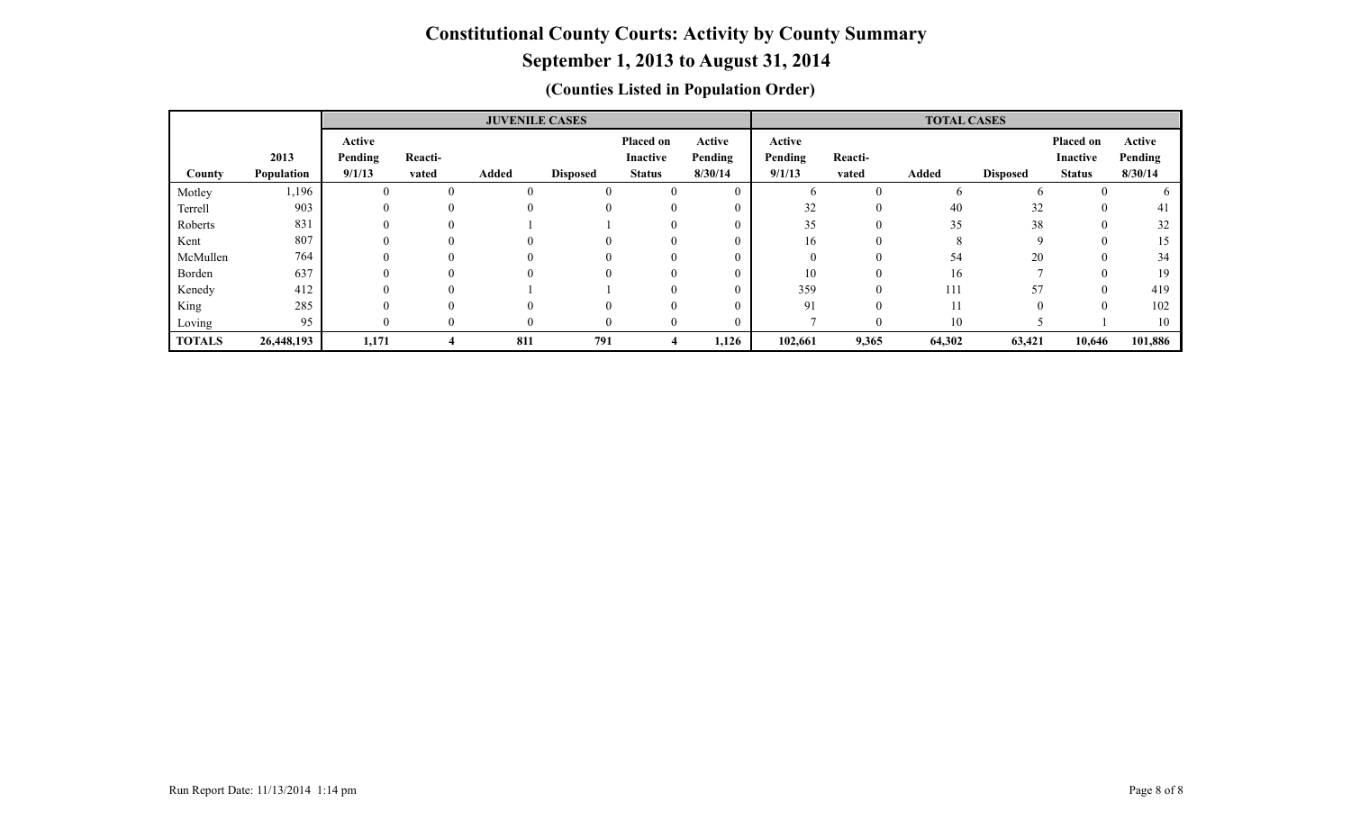# Constitutional County Courts: Activity by County Summary

## September 1, 2013 to August 31, 2014

### (Counties Listed in Population Order)

| | | JUVENILE CASES | | | | | | TOTAL CASES | | | | | |
|---|---|---|---|---|---|---|---|---|---|---|---|---|---|
| County | 2013 Population | Active Pending 9/1/13 | Reacti-vated | Added | Disposed | Placed on Inactive Status | Active Pending 8/30/14 | Active Pending 9/1/13 | Reacti-vated | Added | Disposed | Placed on Inactive Status | Active Pending 8/30/14 |
| Motley | 1,196 | 0 | 0 | 0 | 0 | 0 | 0 | 6 | 0 | 6 | 6 | 0 | 6 |
| Terrell | 903 | 0 | 0 | 0 | 0 | 0 | 0 | 32 | 0 | 40 | 32 | 0 | 41 |
| Roberts | 831 | 0 | 0 | 1 | 1 | 0 | 0 | 35 | 0 | 35 | 38 | 0 | 32 |
| Kent | 807 | 0 | 0 | 0 | 0 | 0 | 0 | 16 | 0 | 8 | 9 | 0 | 15 |
| McMullen | 764 | 0 | 0 | 0 | 0 | 0 | 0 | 0 | 0 | 54 | 20 | 0 | 34 |
| Borden | 637 | 0 | 0 | 0 | 0 | 0 | 0 | 10 | 0 | 16 | 7 | 0 | 19 |
| Kenedy | 412 | 0 | 0 | 1 | 1 | 0 | 0 | 359 | 0 | 111 | 57 | 0 | 419 |
| King | 285 | 0 | 0 | 0 | 0 | 0 | 0 | 91 | 0 | 11 | 0 | 0 | 102 |
| Loving | 95 | 0 | 0 | 0 | 0 | 0 | 0 | 7 | 0 | 10 | 5 | 1 | 10 |
| **TOTALS** | **26,448,193** | **1,171** | **4** | **811** | **791** | **4** | **1,126** | **102,661** | **9,365** | **64,302** | **63,421** | **10,646** | **101,886** |

Run Report Date: 11/13/2014 1:14 pm